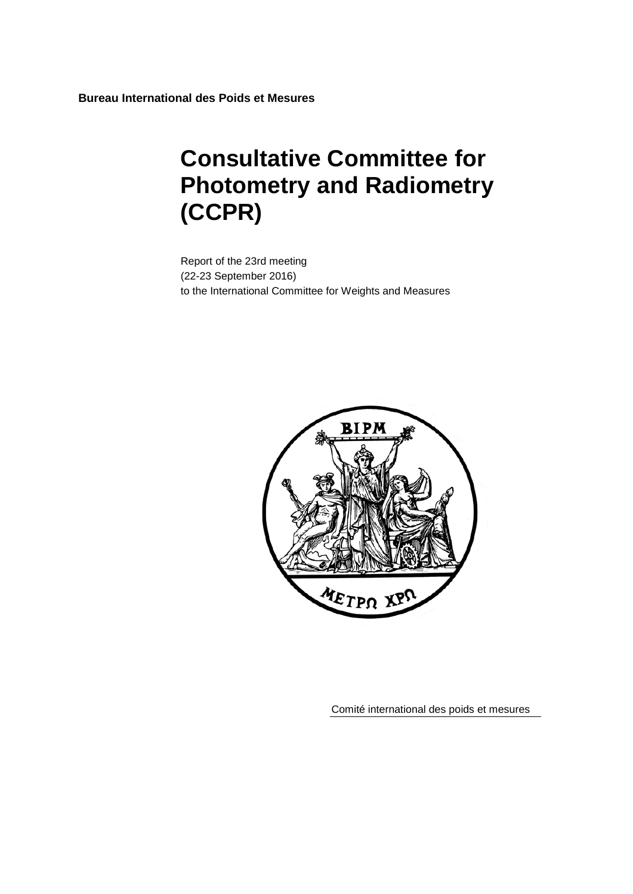**Bureau International des Poids et Mesures**

# Consultative Committee for Photometry and Radiometry (CCPR)

Report of the 23rd meeting
(22-23 September 2016)
to the International Committee for Weights and Measures

Comité international des poids et mesures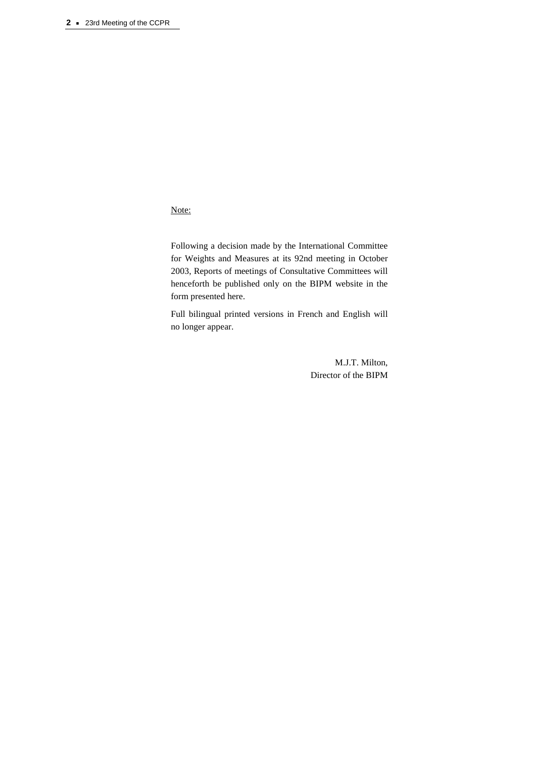<u>Note:</u>

Following a decision made by the International Committee for Weights and Measures at its 92nd meeting in October 2003, Reports of meetings of Consultative Committees will henceforth be published only on the BIPM website in the form presented here.

Full bilingual printed versions in French and English will no longer appear.

M.J.T. Milton,
Director of the BIPM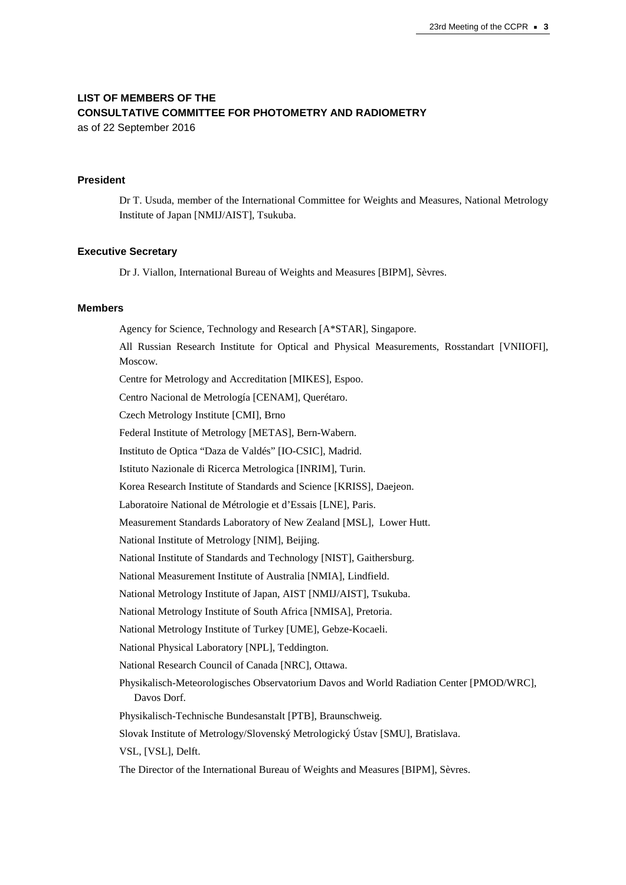# LIST OF MEMBERS OF THE CONSULTATIVE COMMITTEE FOR PHOTOMETRY AND RADIOMETRY

as of 22 September 2016

## President

Dr T. Usuda, member of the International Committee for Weights and Measures, National Metrology Institute of Japan [NMIJ/AIST], Tsukuba.

## Executive Secretary

Dr J. Viallon, International Bureau of Weights and Measures [BIPM], Sèvres.

## Members

Agency for Science, Technology and Research [A*STAR], Singapore.

All Russian Research Institute for Optical and Physical Measurements, Rosstandart [VNIIOFI], Moscow.

Centre for Metrology and Accreditation [MIKES], Espoo.

Centro Nacional de Metrología [CENAM], Querétaro.

Czech Metrology Institute [CMI], Brno

Federal Institute of Metrology [METAS], Bern-Wabern.

Instituto de Optica “Daza de Valdés” [IO-CSIC], Madrid.

Istituto Nazionale di Ricerca Metrologica [INRIM], Turin.

Korea Research Institute of Standards and Science [KRISS], Daejeon.

Laboratoire National de Métrologie et d’Essais [LNE], Paris.

Measurement Standards Laboratory of New Zealand [MSL], Lower Hutt.

National Institute of Metrology [NIM], Beijing.

National Institute of Standards and Technology [NIST], Gaithersburg.

National Measurement Institute of Australia [NMIA], Lindfield.

National Metrology Institute of Japan, AIST [NMIJ/AIST], Tsukuba.

National Metrology Institute of South Africa [NMISA], Pretoria.

National Metrology Institute of Turkey [UME], Gebze-Kocaeli.

National Physical Laboratory [NPL], Teddington.

National Research Council of Canada [NRC], Ottawa.

Physikalisch-Meteorologisches Observatorium Davos and World Radiation Center [PMOD/WRC], Davos Dorf.

Physikalisch-Technische Bundesanstalt [PTB], Braunschweig.

Slovak Institute of Metrology/Slovenský Metrologický Ústav [SMU], Bratislava.

VSL, [VSL], Delft.

The Director of the International Bureau of Weights and Measures [BIPM], Sèvres.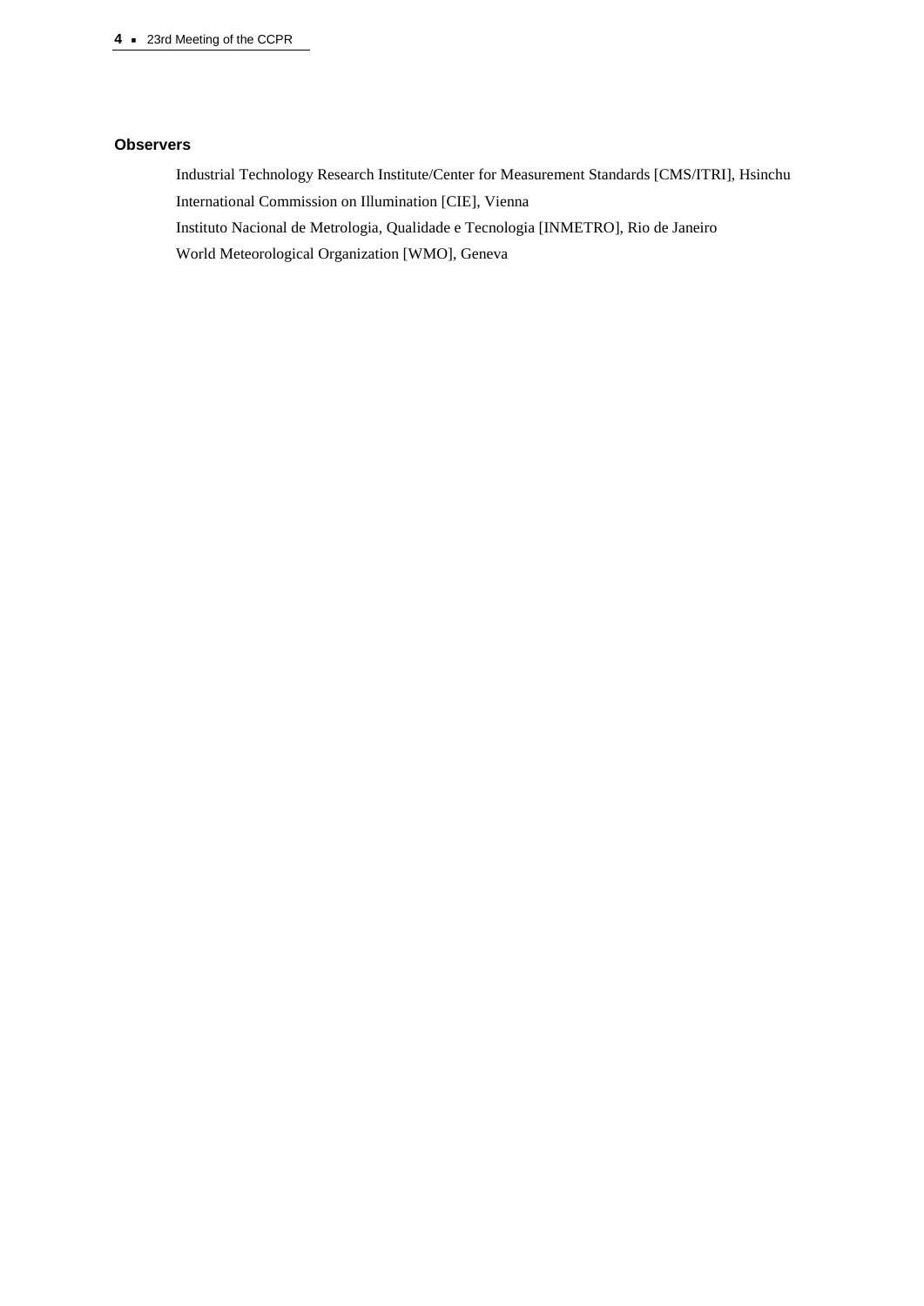### Observers

Industrial Technology Research Institute/Center for Measurement Standards [CMS/ITRI], Hsinchu

International Commission on Illumination [CIE], Vienna

Instituto Nacional de Metrologia, Qualidade e Tecnologia [INMETRO], Rio de Janeiro

World Meteorological Organization [WMO], Geneva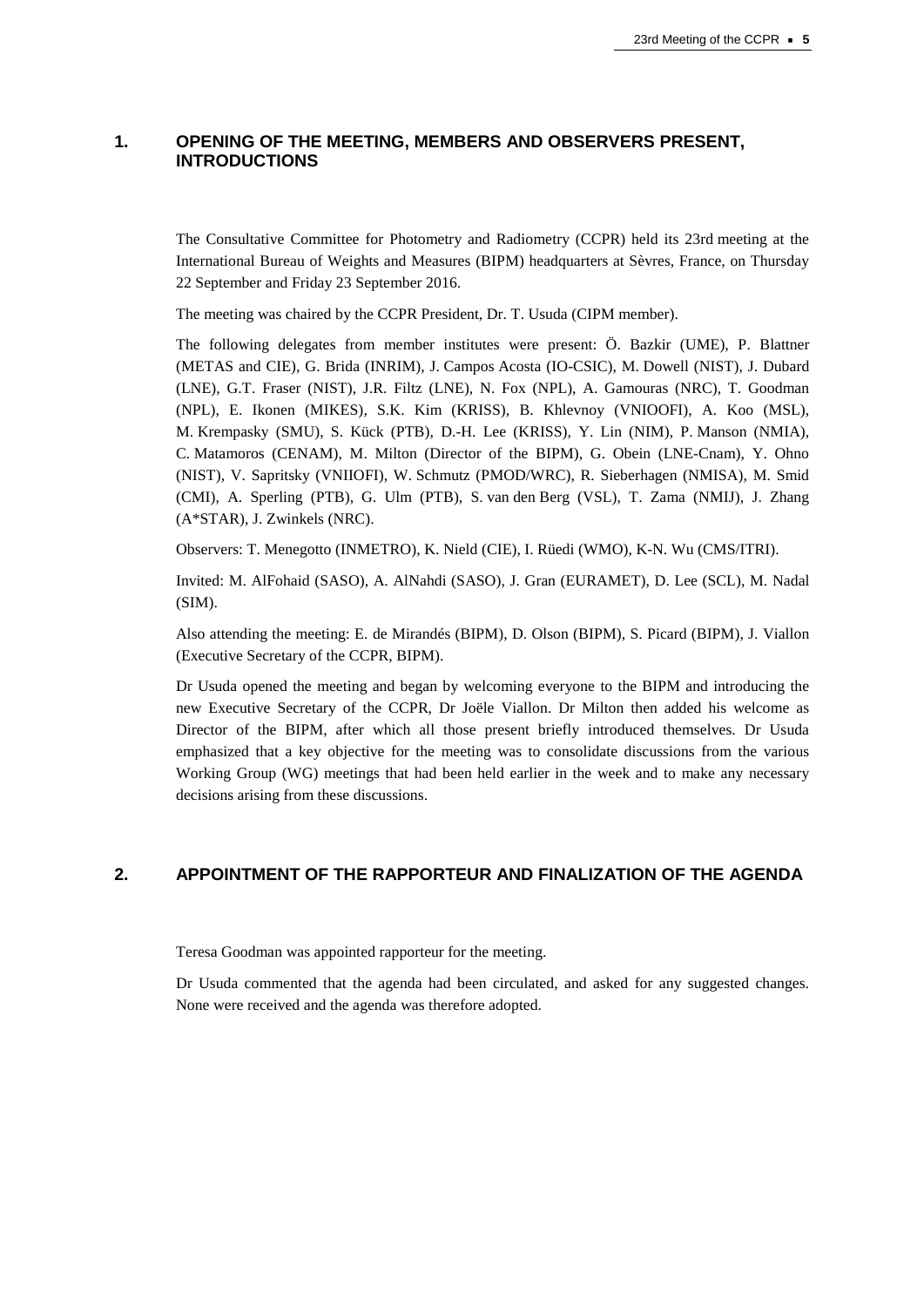## 1. OPENING OF THE MEETING, MEMBERS AND OBSERVERS PRESENT, INTRODUCTIONS

The Consultative Committee for Photometry and Radiometry (CCPR) held its 23rd meeting at the International Bureau of Weights and Measures (BIPM) headquarters at Sèvres, France, on Thursday 22 September and Friday 23 September 2016.

The meeting was chaired by the CCPR President, Dr. T. Usuda (CIPM member).

The following delegates from member institutes were present: Ö. Bazkir (UME), P. Blattner (METAS and CIE), G. Brida (INRIM), J. Campos Acosta (IO-CSIC), M. Dowell (NIST), J. Dubard (LNE), G.T. Fraser (NIST), J.R. Filtz (LNE), N. Fox (NPL), A. Gamouras (NRC), T. Goodman (NPL), E. Ikonen (MIKES), S.K. Kim (KRISS), B. Khlevnoy (VNIOOFI), A. Koo (MSL), M. Krempasky (SMU), S. Kück (PTB), D.-H. Lee (KRISS), Y. Lin (NIM), P. Manson (NMIA), C. Matamoros (CENAM), M. Milton (Director of the BIPM), G. Obein (LNE-Cnam), Y. Ohno (NIST), V. Sapritsky (VNIIOFI), W. Schmutz (PMOD/WRC), R. Sieberhagen (NMISA), M. Smid (CMI), A. Sperling (PTB), G. Ulm (PTB), S. van den Berg (VSL), T. Zama (NMIJ), J. Zhang (A*STAR), J. Zwinkels (NRC).

Observers: T. Menegotto (INMETRO), K. Nield (CIE), I. Rüedi (WMO), K-N. Wu (CMS/ITRI).

Invited: M. AlFohaid (SASO), A. AlNahdi (SASO), J. Gran (EURAMET), D. Lee (SCL), M. Nadal (SIM).

Also attending the meeting: E. de Mirandés (BIPM), D. Olson (BIPM), S. Picard (BIPM), J. Viallon (Executive Secretary of the CCPR, BIPM).

Dr Usuda opened the meeting and began by welcoming everyone to the BIPM and introducing the new Executive Secretary of the CCPR, Dr Joële Viallon. Dr Milton then added his welcome as Director of the BIPM, after which all those present briefly introduced themselves. Dr Usuda emphasized that a key objective for the meeting was to consolidate discussions from the various Working Group (WG) meetings that had been held earlier in the week and to make any necessary decisions arising from these discussions.

## 2. APPOINTMENT OF THE RAPPORTEUR AND FINALIZATION OF THE AGENDA

Teresa Goodman was appointed rapporteur for the meeting.

Dr Usuda commented that the agenda had been circulated, and asked for any suggested changes. None were received and the agenda was therefore adopted.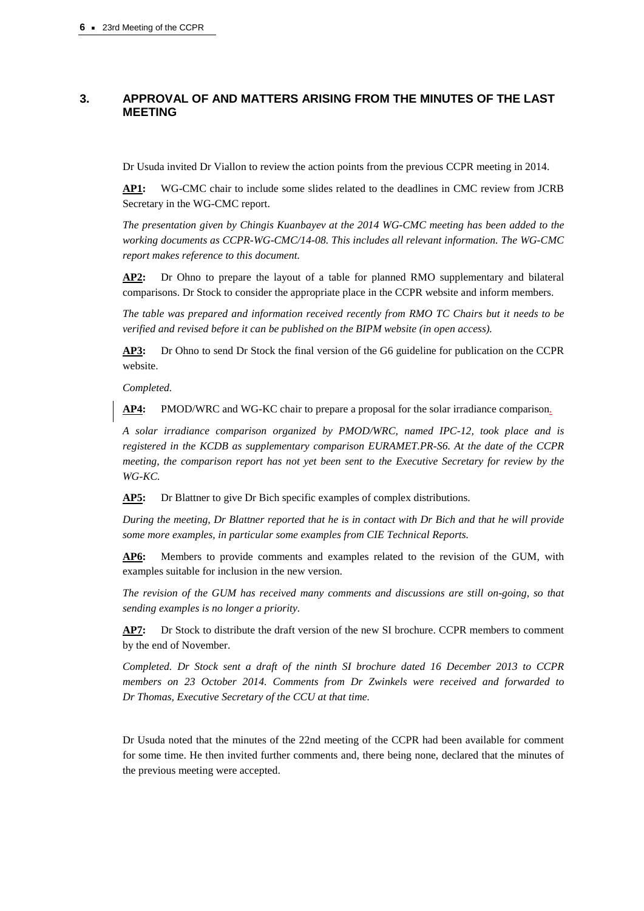## 3. APPROVAL OF AND MATTERS ARISING FROM THE MINUTES OF THE LAST MEETING

Dr Usuda invited Dr Viallon to review the action points from the previous CCPR meeting in 2014.

**AP1:** WG-CMC chair to include some slides related to the deadlines in CMC review from JCRB Secretary in the WG-CMC report.

*The presentation given by Chingis Kuanbayev at the 2014 WG-CMC meeting has been added to the working documents as CCPR-WG-CMC/14-08. This includes all relevant information. The WG-CMC report makes reference to this document.*

**AP2:** Dr Ohno to prepare the layout of a table for planned RMO supplementary and bilateral comparisons. Dr Stock to consider the appropriate place in the CCPR website and inform members.

*The table was prepared and information received recently from RMO TC Chairs but it needs to be verified and revised before it can be published on the BIPM website (in open access).*

**AP3:** Dr Ohno to send Dr Stock the final version of the G6 guideline for publication on the CCPR website.

*Completed.*

**AP4:** PMOD/WRC and WG-KC chair to prepare a proposal for the solar irradiance comparison.

*A solar irradiance comparison organized by PMOD/WRC, named IPC-12, took place and is registered in the KCDB as supplementary comparison EURAMET.PR-S6. At the date of the CCPR meeting, the comparison report has not yet been sent to the Executive Secretary for review by the WG-KC.*

**AP5:** Dr Blattner to give Dr Bich specific examples of complex distributions.

*During the meeting, Dr Blattner reported that he is in contact with Dr Bich and that he will provide some more examples, in particular some examples from CIE Technical Reports.*

**AP6:** Members to provide comments and examples related to the revision of the GUM, with examples suitable for inclusion in the new version.

*The revision of the GUM has received many comments and discussions are still on-going, so that sending examples is no longer a priority.*

**AP7:** Dr Stock to distribute the draft version of the new SI brochure. CCPR members to comment by the end of November.

*Completed. Dr Stock sent a draft of the ninth SI brochure dated 16 December 2013 to CCPR members on 23 October 2014. Comments from Dr Zwinkels were received and forwarded to Dr Thomas, Executive Secretary of the CCU at that time.*

Dr Usuda noted that the minutes of the 22nd meeting of the CCPR had been available for comment for some time. He then invited further comments and, there being none, declared that the minutes of the previous meeting were accepted.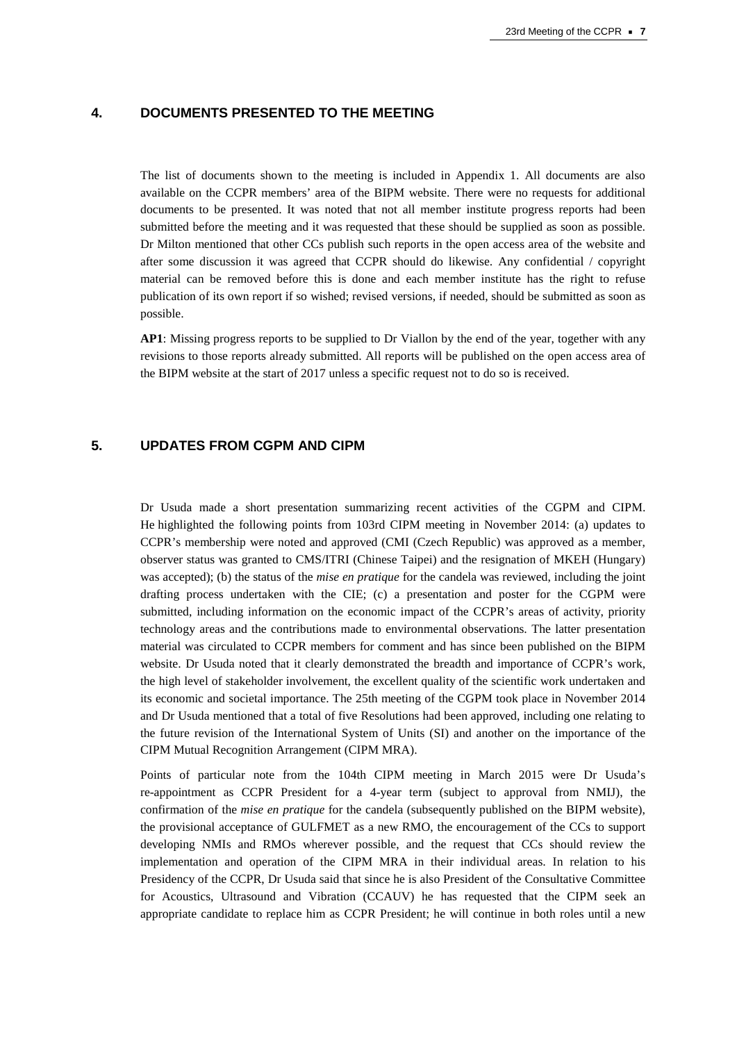## 4. DOCUMENTS PRESENTED TO THE MEETING

The list of documents shown to the meeting is included in Appendix 1. All documents are also available on the CCPR members' area of the BIPM website. There were no requests for additional documents to be presented. It was noted that not all member institute progress reports had been submitted before the meeting and it was requested that these should be supplied as soon as possible. Dr Milton mentioned that other CCs publish such reports in the open access area of the website and after some discussion it was agreed that CCPR should do likewise. Any confidential / copyright material can be removed before this is done and each member institute has the right to refuse publication of its own report if so wished; revised versions, if needed, should be submitted as soon as possible.

**AP1**: Missing progress reports to be supplied to Dr Viallon by the end of the year, together with any revisions to those reports already submitted. All reports will be published on the open access area of the BIPM website at the start of 2017 unless a specific request not to do so is received.

## 5. UPDATES FROM CGPM AND CIPM

Dr Usuda made a short presentation summarizing recent activities of the CGPM and CIPM. He highlighted the following points from 103rd CIPM meeting in November 2014: (a) updates to CCPR's membership were noted and approved (CMI (Czech Republic) was approved as a member, observer status was granted to CMS/ITRI (Chinese Taipei) and the resignation of MKEH (Hungary) was accepted); (b) the status of the *mise en pratique* for the candela was reviewed, including the joint drafting process undertaken with the CIE; (c) a presentation and poster for the CGPM were submitted, including information on the economic impact of the CCPR's areas of activity, priority technology areas and the contributions made to environmental observations. The latter presentation material was circulated to CCPR members for comment and has since been published on the BIPM website. Dr Usuda noted that it clearly demonstrated the breadth and importance of CCPR's work, the high level of stakeholder involvement, the excellent quality of the scientific work undertaken and its economic and societal importance. The 25th meeting of the CGPM took place in November 2014 and Dr Usuda mentioned that a total of five Resolutions had been approved, including one relating to the future revision of the International System of Units (SI) and another on the importance of the CIPM Mutual Recognition Arrangement (CIPM MRA).

Points of particular note from the 104th CIPM meeting in March 2015 were Dr Usuda's re-appointment as CCPR President for a 4-year term (subject to approval from NMIJ), the confirmation of the *mise en pratique* for the candela (subsequently published on the BIPM website), the provisional acceptance of GULFMET as a new RMO, the encouragement of the CCs to support developing NMIs and RMOs wherever possible, and the request that CCs should review the implementation and operation of the CIPM MRA in their individual areas. In relation to his Presidency of the CCPR, Dr Usuda said that since he is also President of the Consultative Committee for Acoustics, Ultrasound and Vibration (CCAUV) he has requested that the CIPM seek an appropriate candidate to replace him as CCPR President; he will continue in both roles until a new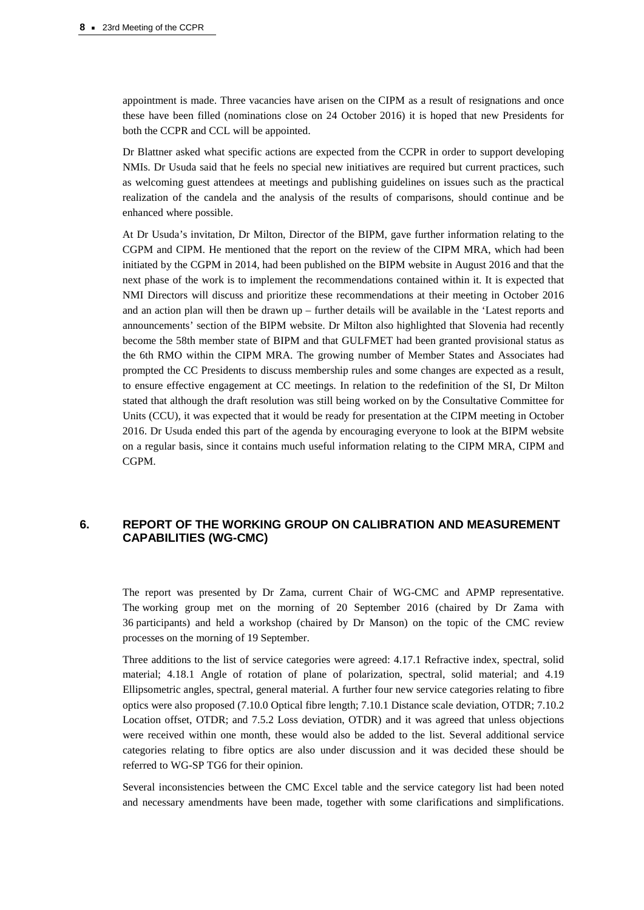appointment is made. Three vacancies have arisen on the CIPM as a result of resignations and once these have been filled (nominations close on 24 October 2016) it is hoped that new Presidents for both the CCPR and CCL will be appointed.

Dr Blattner asked what specific actions are expected from the CCPR in order to support developing NMIs. Dr Usuda said that he feels no special new initiatives are required but current practices, such as welcoming guest attendees at meetings and publishing guidelines on issues such as the practical realization of the candela and the analysis of the results of comparisons, should continue and be enhanced where possible.

At Dr Usuda's invitation, Dr Milton, Director of the BIPM, gave further information relating to the CGPM and CIPM. He mentioned that the report on the review of the CIPM MRA, which had been initiated by the CGPM in 2014, had been published on the BIPM website in August 2016 and that the next phase of the work is to implement the recommendations contained within it. It is expected that NMI Directors will discuss and prioritize these recommendations at their meeting in October 2016 and an action plan will then be drawn up – further details will be available in the 'Latest reports and announcements' section of the BIPM website. Dr Milton also highlighted that Slovenia had recently become the 58th member state of BIPM and that GULFMET had been granted provisional status as the 6th RMO within the CIPM MRA. The growing number of Member States and Associates had prompted the CC Presidents to discuss membership rules and some changes are expected as a result, to ensure effective engagement at CC meetings. In relation to the redefinition of the SI, Dr Milton stated that although the draft resolution was still being worked on by the Consultative Committee for Units (CCU), it was expected that it would be ready for presentation at the CIPM meeting in October 2016. Dr Usuda ended this part of the agenda by encouraging everyone to look at the BIPM website on a regular basis, since it contains much useful information relating to the CIPM MRA, CIPM and CGPM.

## 6. REPORT OF THE WORKING GROUP ON CALIBRATION AND MEASUREMENT CAPABILITIES (WG-CMC)

The report was presented by Dr Zama, current Chair of WG-CMC and APMP representative. The working group met on the morning of 20 September 2016 (chaired by Dr Zama with 36 participants) and held a workshop (chaired by Dr Manson) on the topic of the CMC review processes on the morning of 19 September.

Three additions to the list of service categories were agreed: 4.17.1 Refractive index, spectral, solid material; 4.18.1 Angle of rotation of plane of polarization, spectral, solid material; and 4.19 Ellipsometric angles, spectral, general material. A further four new service categories relating to fibre optics were also proposed (7.10.0 Optical fibre length; 7.10.1 Distance scale deviation, OTDR; 7.10.2 Location offset, OTDR; and 7.5.2 Loss deviation, OTDR) and it was agreed that unless objections were received within one month, these would also be added to the list. Several additional service categories relating to fibre optics are also under discussion and it was decided these should be referred to WG-SP TG6 for their opinion.

Several inconsistencies between the CMC Excel table and the service category list had been noted and necessary amendments have been made, together with some clarifications and simplifications.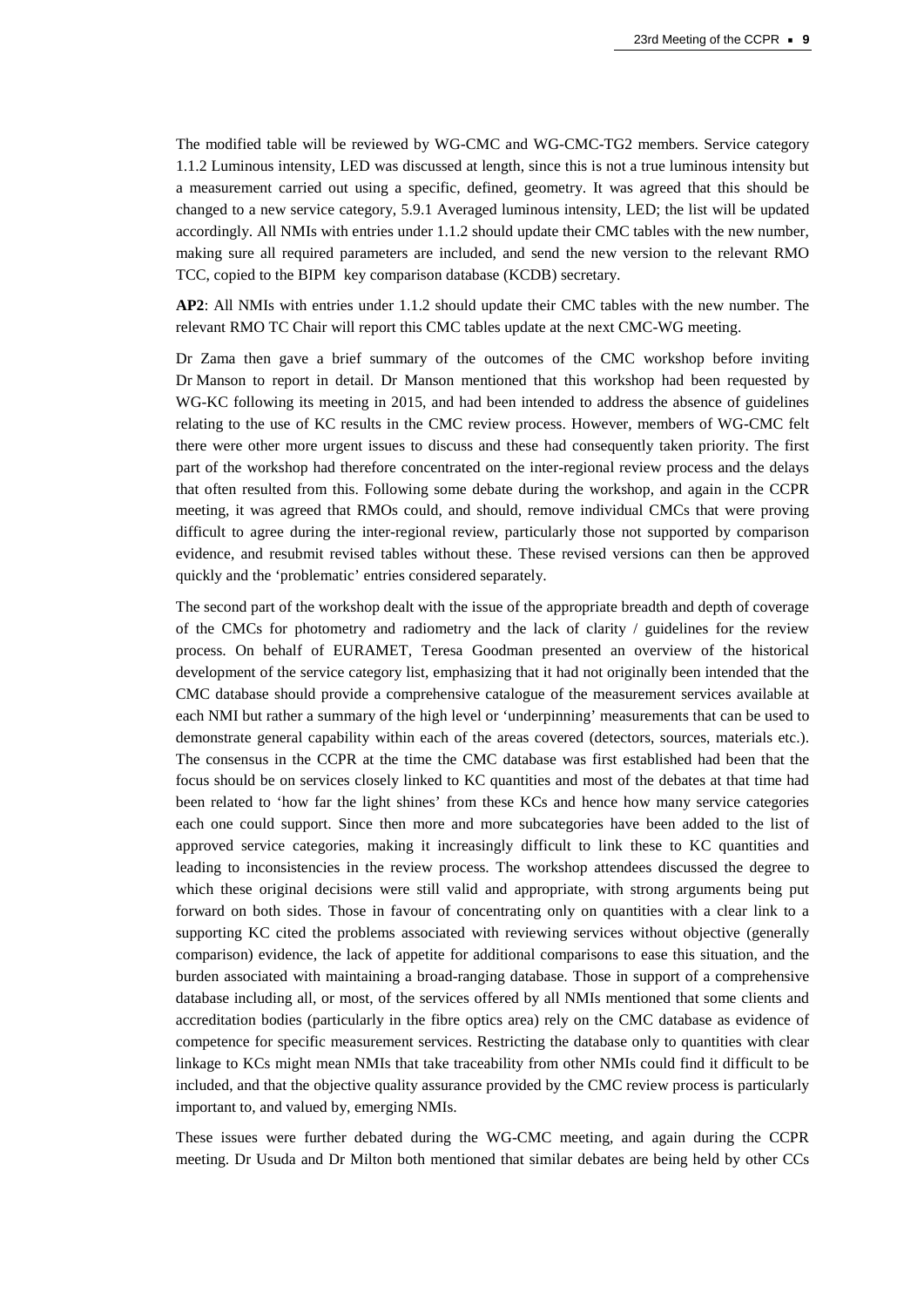The modified table will be reviewed by WG-CMC and WG-CMC-TG2 members. Service category 1.1.2 Luminous intensity, LED was discussed at length, since this is not a true luminous intensity but a measurement carried out using a specific, defined, geometry. It was agreed that this should be changed to a new service category, 5.9.1 Averaged luminous intensity, LED; the list will be updated accordingly. All NMIs with entries under 1.1.2 should update their CMC tables with the new number, making sure all required parameters are included, and send the new version to the relevant RMO TCC, copied to the BIPM key comparison database (KCDB) secretary.

**AP2**: All NMIs with entries under 1.1.2 should update their CMC tables with the new number. The relevant RMO TC Chair will report this CMC tables update at the next CMC-WG meeting.

Dr Zama then gave a brief summary of the outcomes of the CMC workshop before inviting Dr Manson to report in detail. Dr Manson mentioned that this workshop had been requested by WG-KC following its meeting in 2015, and had been intended to address the absence of guidelines relating to the use of KC results in the CMC review process. However, members of WG-CMC felt there were other more urgent issues to discuss and these had consequently taken priority. The first part of the workshop had therefore concentrated on the inter-regional review process and the delays that often resulted from this. Following some debate during the workshop, and again in the CCPR meeting, it was agreed that RMOs could, and should, remove individual CMCs that were proving difficult to agree during the inter-regional review, particularly those not supported by comparison evidence, and resubmit revised tables without these. These revised versions can then be approved quickly and the 'problematic' entries considered separately.

The second part of the workshop dealt with the issue of the appropriate breadth and depth of coverage of the CMCs for photometry and radiometry and the lack of clarity / guidelines for the review process. On behalf of EURAMET, Teresa Goodman presented an overview of the historical development of the service category list, emphasizing that it had not originally been intended that the CMC database should provide a comprehensive catalogue of the measurement services available at each NMI but rather a summary of the high level or 'underpinning' measurements that can be used to demonstrate general capability within each of the areas covered (detectors, sources, materials etc.). The consensus in the CCPR at the time the CMC database was first established had been that the focus should be on services closely linked to KC quantities and most of the debates at that time had been related to 'how far the light shines' from these KCs and hence how many service categories each one could support. Since then more and more subcategories have been added to the list of approved service categories, making it increasingly difficult to link these to KC quantities and leading to inconsistencies in the review process. The workshop attendees discussed the degree to which these original decisions were still valid and appropriate, with strong arguments being put forward on both sides. Those in favour of concentrating only on quantities with a clear link to a supporting KC cited the problems associated with reviewing services without objective (generally comparison) evidence, the lack of appetite for additional comparisons to ease this situation, and the burden associated with maintaining a broad-ranging database. Those in support of a comprehensive database including all, or most, of the services offered by all NMIs mentioned that some clients and accreditation bodies (particularly in the fibre optics area) rely on the CMC database as evidence of competence for specific measurement services. Restricting the database only to quantities with clear linkage to KCs might mean NMIs that take traceability from other NMIs could find it difficult to be included, and that the objective quality assurance provided by the CMC review process is particularly important to, and valued by, emerging NMIs.

These issues were further debated during the WG-CMC meeting, and again during the CCPR meeting. Dr Usuda and Dr Milton both mentioned that similar debates are being held by other CCs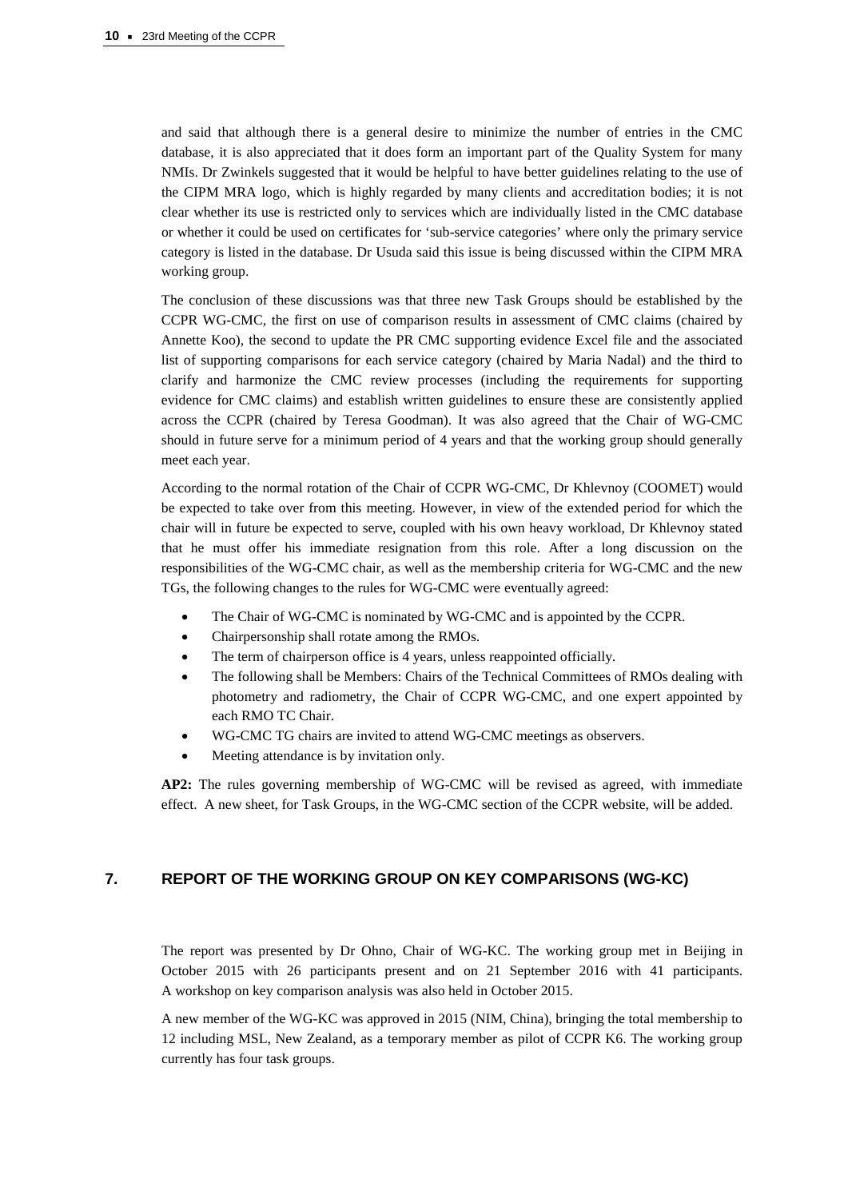and said that although there is a general desire to minimize the number of entries in the CMC database, it is also appreciated that it does form an important part of the Quality System for many NMIs. Dr Zwinkels suggested that it would be helpful to have better guidelines relating to the use of the CIPM MRA logo, which is highly regarded by many clients and accreditation bodies; it is not clear whether its use is restricted only to services which are individually listed in the CMC database or whether it could be used on certificates for 'sub-service categories' where only the primary service category is listed in the database. Dr Usuda said this issue is being discussed within the CIPM MRA working group.

The conclusion of these discussions was that three new Task Groups should be established by the CCPR WG-CMC, the first on use of comparison results in assessment of CMC claims (chaired by Annette Koo), the second to update the PR CMC supporting evidence Excel file and the associated list of supporting comparisons for each service category (chaired by Maria Nadal) and the third to clarify and harmonize the CMC review processes (including the requirements for supporting evidence for CMC claims) and establish written guidelines to ensure these are consistently applied across the CCPR (chaired by Teresa Goodman). It was also agreed that the Chair of WG-CMC should in future serve for a minimum period of 4 years and that the working group should generally meet each year.

According to the normal rotation of the Chair of CCPR WG-CMC, Dr Khlevnoy (COOMET) would be expected to take over from this meeting. However, in view of the extended period for which the chair will in future be expected to serve, coupled with his own heavy workload, Dr Khlevnoy stated that he must offer his immediate resignation from this role. After a long discussion on the responsibilities of the WG-CMC chair, as well as the membership criteria for WG-CMC and the new TGs, the following changes to the rules for WG-CMC were eventually agreed:

- The Chair of WG-CMC is nominated by WG-CMC and is appointed by the CCPR.
- Chairpersonship shall rotate among the RMOs.
- The term of chairperson office is 4 years, unless reappointed officially.
- The following shall be Members: Chairs of the Technical Committees of RMOs dealing with photometry and radiometry, the Chair of CCPR WG-CMC, and one expert appointed by each RMO TC Chair.
- WG-CMC TG chairs are invited to attend WG-CMC meetings as observers.
- Meeting attendance is by invitation only.

**AP2:** The rules governing membership of WG-CMC will be revised as agreed, with immediate effect. A new sheet, for Task Groups, in the WG-CMC section of the CCPR website, will be added.

## 7. REPORT OF THE WORKING GROUP ON KEY COMPARISONS (WG-KC)

The report was presented by Dr Ohno, Chair of WG-KC. The working group met in Beijing in October 2015 with 26 participants present and on 21 September 2016 with 41 participants. A workshop on key comparison analysis was also held in October 2015.

A new member of the WG-KC was approved in 2015 (NIM, China), bringing the total membership to 12 including MSL, New Zealand, as a temporary member as pilot of CCPR K6. The working group currently has four task groups.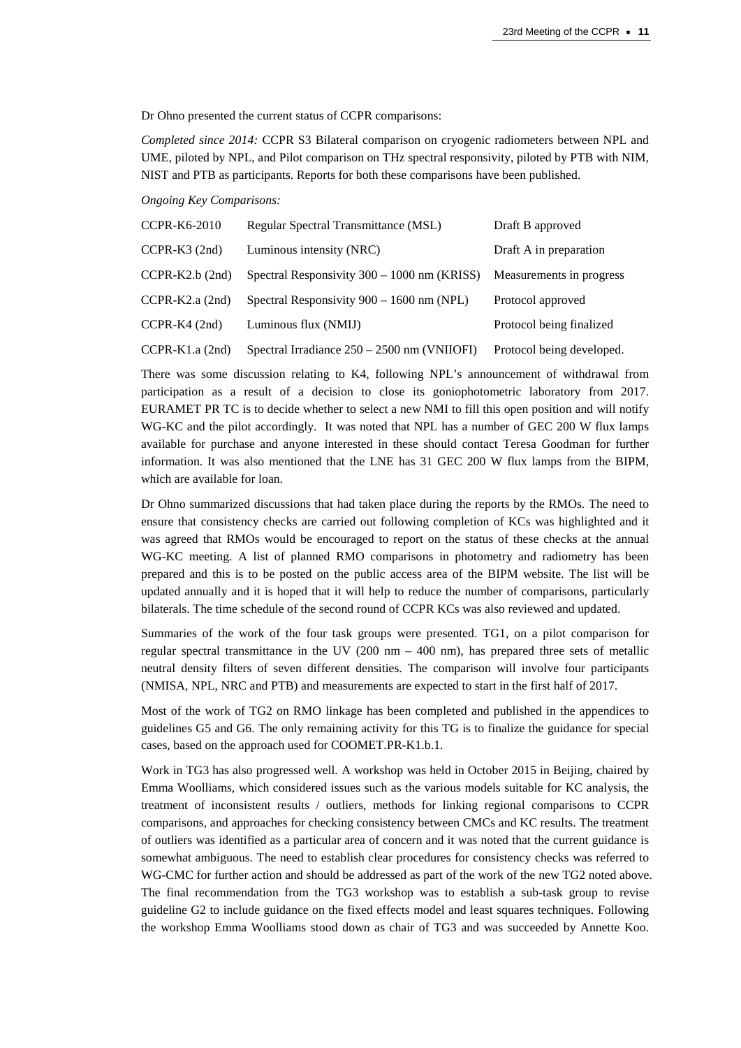Dr Ohno presented the current status of CCPR comparisons:

*Completed since 2014:* CCPR S3 Bilateral comparison on cryogenic radiometers between NPL and UME, piloted by NPL, and Pilot comparison on THz spectral responsivity, piloted by PTB with NIM, NIST and PTB as participants. Reports for both these comparisons have been published.

*Ongoing Key Comparisons:*

| | | |
|---|---|---|
| CCPR-K6-2010 | Regular Spectral Transmittance (MSL) | Draft B approved |
| CCPR-K3 (2nd) | Luminous intensity (NRC) | Draft A in preparation |
| CCPR-K2.b (2nd) | Spectral Responsivity 300 – 1000 nm (KRISS) | Measurements in progress |
| CCPR-K2.a (2nd) | Spectral Responsivity 900 – 1600 nm (NPL) | Protocol approved |
| CCPR-K4 (2nd) | Luminous flux (NMIJ) | Protocol being finalized |
| CCPR-K1.a (2nd) | Spectral Irradiance 250 – 2500 nm (VNIIOFI) | Protocol being developed. |

There was some discussion relating to K4, following NPL's announcement of withdrawal from participation as a result of a decision to close its goniophotometric laboratory from 2017. EURAMET PR TC is to decide whether to select a new NMI to fill this open position and will notify WG-KC and the pilot accordingly. It was noted that NPL has a number of GEC 200 W flux lamps available for purchase and anyone interested in these should contact Teresa Goodman for further information. It was also mentioned that the LNE has 31 GEC 200 W flux lamps from the BIPM, which are available for loan.

Dr Ohno summarized discussions that had taken place during the reports by the RMOs. The need to ensure that consistency checks are carried out following completion of KCs was highlighted and it was agreed that RMOs would be encouraged to report on the status of these checks at the annual WG-KC meeting. A list of planned RMO comparisons in photometry and radiometry has been prepared and this is to be posted on the public access area of the BIPM website. The list will be updated annually and it is hoped that it will help to reduce the number of comparisons, particularly bilaterals. The time schedule of the second round of CCPR KCs was also reviewed and updated.

Summaries of the work of the four task groups were presented. TG1, on a pilot comparison for regular spectral transmittance in the UV (200 nm – 400 nm), has prepared three sets of metallic neutral density filters of seven different densities. The comparison will involve four participants (NMISA, NPL, NRC and PTB) and measurements are expected to start in the first half of 2017.

Most of the work of TG2 on RMO linkage has been completed and published in the appendices to guidelines G5 and G6. The only remaining activity for this TG is to finalize the guidance for special cases, based on the approach used for COOMET.PR-K1.b.1.

Work in TG3 has also progressed well. A workshop was held in October 2015 in Beijing, chaired by Emma Woolliams, which considered issues such as the various models suitable for KC analysis, the treatment of inconsistent results / outliers, methods for linking regional comparisons to CCPR comparisons, and approaches for checking consistency between CMCs and KC results. The treatment of outliers was identified as a particular area of concern and it was noted that the current guidance is somewhat ambiguous. The need to establish clear procedures for consistency checks was referred to WG-CMC for further action and should be addressed as part of the work of the new TG2 noted above. The final recommendation from the TG3 workshop was to establish a sub-task group to revise guideline G2 to include guidance on the fixed effects model and least squares techniques. Following the workshop Emma Woolliams stood down as chair of TG3 and was succeeded by Annette Koo.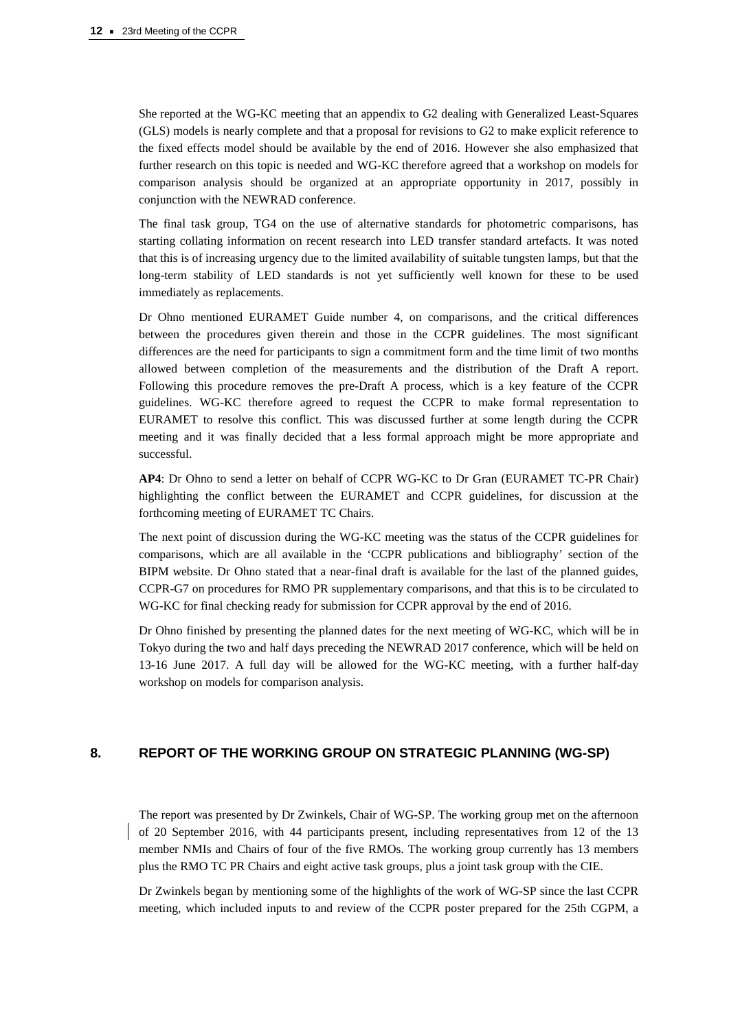She reported at the WG-KC meeting that an appendix to G2 dealing with Generalized Least-Squares (GLS) models is nearly complete and that a proposal for revisions to G2 to make explicit reference to the fixed effects model should be available by the end of 2016. However she also emphasized that further research on this topic is needed and WG-KC therefore agreed that a workshop on models for comparison analysis should be organized at an appropriate opportunity in 2017, possibly in conjunction with the NEWRAD conference.

The final task group, TG4 on the use of alternative standards for photometric comparisons, has starting collating information on recent research into LED transfer standard artefacts. It was noted that this is of increasing urgency due to the limited availability of suitable tungsten lamps, but that the long-term stability of LED standards is not yet sufficiently well known for these to be used immediately as replacements.

Dr Ohno mentioned EURAMET Guide number 4, on comparisons, and the critical differences between the procedures given therein and those in the CCPR guidelines. The most significant differences are the need for participants to sign a commitment form and the time limit of two months allowed between completion of the measurements and the distribution of the Draft A report. Following this procedure removes the pre-Draft A process, which is a key feature of the CCPR guidelines. WG-KC therefore agreed to request the CCPR to make formal representation to EURAMET to resolve this conflict. This was discussed further at some length during the CCPR meeting and it was finally decided that a less formal approach might be more appropriate and successful.

**AP4**: Dr Ohno to send a letter on behalf of CCPR WG-KC to Dr Gran (EURAMET TC-PR Chair) highlighting the conflict between the EURAMET and CCPR guidelines, for discussion at the forthcoming meeting of EURAMET TC Chairs.

The next point of discussion during the WG-KC meeting was the status of the CCPR guidelines for comparisons, which are all available in the 'CCPR publications and bibliography' section of the BIPM website. Dr Ohno stated that a near-final draft is available for the last of the planned guides, CCPR-G7 on procedures for RMO PR supplementary comparisons, and that this is to be circulated to WG-KC for final checking ready for submission for CCPR approval by the end of 2016.

Dr Ohno finished by presenting the planned dates for the next meeting of WG-KC, which will be in Tokyo during the two and half days preceding the NEWRAD 2017 conference, which will be held on 13-16 June 2017. A full day will be allowed for the WG-KC meeting, with a further half-day workshop on models for comparison analysis.

## 8. REPORT OF THE WORKING GROUP ON STRATEGIC PLANNING (WG-SP)

The report was presented by Dr Zwinkels, Chair of WG-SP. The working group met on the afternoon of 20 September 2016, with 44 participants present, including representatives from 12 of the 13 member NMIs and Chairs of four of the five RMOs. The working group currently has 13 members plus the RMO TC PR Chairs and eight active task groups, plus a joint task group with the CIE.

Dr Zwinkels began by mentioning some of the highlights of the work of WG-SP since the last CCPR meeting, which included inputs to and review of the CCPR poster prepared for the 25th CGPM, a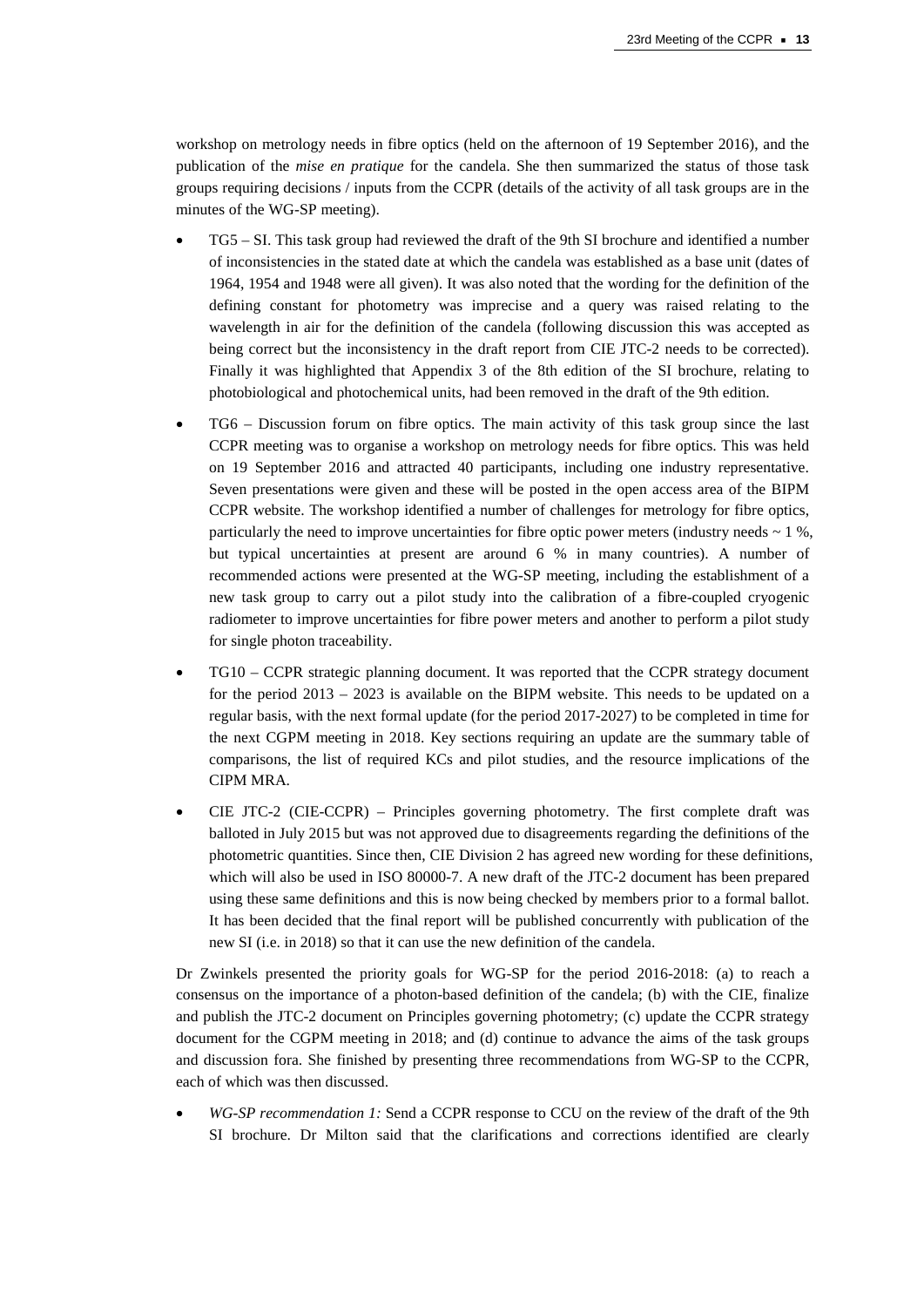workshop on metrology needs in fibre optics (held on the afternoon of 19 September 2016), and the publication of the *mise en pratique* for the candela. She then summarized the status of those task groups requiring decisions / inputs from the CCPR (details of the activity of all task groups are in the minutes of the WG-SP meeting).

- TG5 – SI. This task group had reviewed the draft of the 9th SI brochure and identified a number of inconsistencies in the stated date at which the candela was established as a base unit (dates of 1964, 1954 and 1948 were all given). It was also noted that the wording for the definition of the defining constant for photometry was imprecise and a query was raised relating to the wavelength in air for the definition of the candela (following discussion this was accepted as being correct but the inconsistency in the draft report from CIE JTC-2 needs to be corrected). Finally it was highlighted that Appendix 3 of the 8th edition of the SI brochure, relating to photobiological and photochemical units, had been removed in the draft of the 9th edition.
- TG6 – Discussion forum on fibre optics. The main activity of this task group since the last CCPR meeting was to organise a workshop on metrology needs for fibre optics. This was held on 19 September 2016 and attracted 40 participants, including one industry representative. Seven presentations were given and these will be posted in the open access area of the BIPM CCPR website. The workshop identified a number of challenges for metrology for fibre optics, particularly the need to improve uncertainties for fibre optic power meters (industry needs ~ 1 %, but typical uncertainties at present are around 6 % in many countries). A number of recommended actions were presented at the WG-SP meeting, including the establishment of a new task group to carry out a pilot study into the calibration of a fibre-coupled cryogenic radiometer to improve uncertainties for fibre power meters and another to perform a pilot study for single photon traceability.
- TG10 – CCPR strategic planning document. It was reported that the CCPR strategy document for the period 2013 – 2023 is available on the BIPM website. This needs to be updated on a regular basis, with the next formal update (for the period 2017-2027) to be completed in time for the next CGPM meeting in 2018. Key sections requiring an update are the summary table of comparisons, the list of required KCs and pilot studies, and the resource implications of the CIPM MRA.
- CIE JTC-2 (CIE-CCPR) – Principles governing photometry. The first complete draft was balloted in July 2015 but was not approved due to disagreements regarding the definitions of the photometric quantities. Since then, CIE Division 2 has agreed new wording for these definitions, which will also be used in ISO 80000-7. A new draft of the JTC-2 document has been prepared using these same definitions and this is now being checked by members prior to a formal ballot. It has been decided that the final report will be published concurrently with publication of the new SI (i.e. in 2018) so that it can use the new definition of the candela.

Dr Zwinkels presented the priority goals for WG-SP for the period 2016-2018: (a) to reach a consensus on the importance of a photon-based definition of the candela; (b) with the CIE, finalize and publish the JTC-2 document on Principles governing photometry; (c) update the CCPR strategy document for the CGPM meeting in 2018; and (d) continue to advance the aims of the task groups and discussion fora. She finished by presenting three recommendations from WG-SP to the CCPR, each of which was then discussed.

- *WG-SP recommendation 1:* Send a CCPR response to CCU on the review of the draft of the 9th SI brochure. Dr Milton said that the clarifications and corrections identified are clearly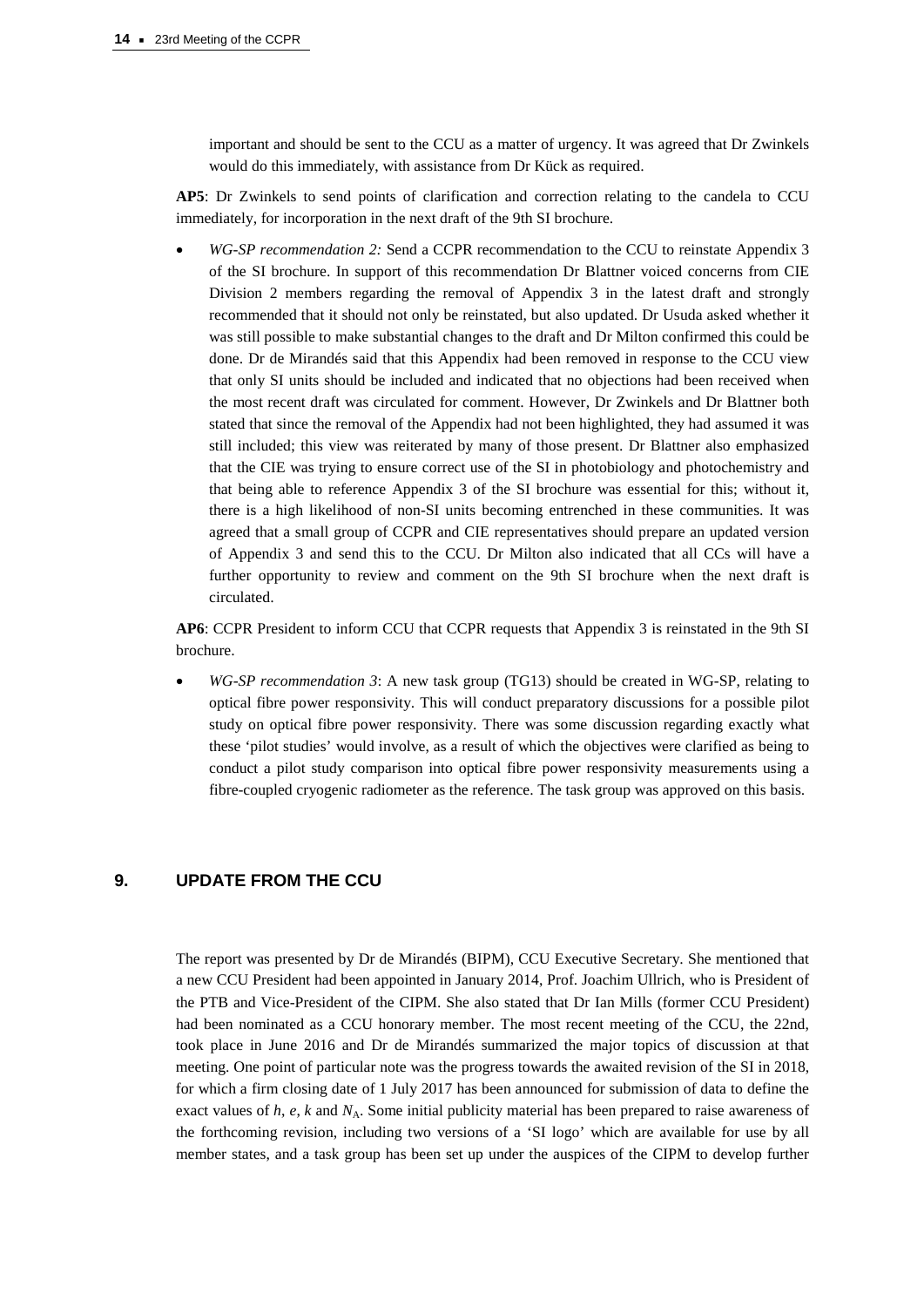important and should be sent to the CCU as a matter of urgency. It was agreed that Dr Zwinkels would do this immediately, with assistance from Dr Kück as required.

**AP5**: Dr Zwinkels to send points of clarification and correction relating to the candela to CCU immediately, for incorporation in the next draft of the 9th SI brochure.

- *WG-SP recommendation 2:* Send a CCPR recommendation to the CCU to reinstate Appendix 3 of the SI brochure. In support of this recommendation Dr Blattner voiced concerns from CIE Division 2 members regarding the removal of Appendix 3 in the latest draft and strongly recommended that it should not only be reinstated, but also updated. Dr Usuda asked whether it was still possible to make substantial changes to the draft and Dr Milton confirmed this could be done. Dr de Mirandés said that this Appendix had been removed in response to the CCU view that only SI units should be included and indicated that no objections had been received when the most recent draft was circulated for comment. However, Dr Zwinkels and Dr Blattner both stated that since the removal of the Appendix had not been highlighted, they had assumed it was still included; this view was reiterated by many of those present. Dr Blattner also emphasized that the CIE was trying to ensure correct use of the SI in photobiology and photochemistry and that being able to reference Appendix 3 of the SI brochure was essential for this; without it, there is a high likelihood of non-SI units becoming entrenched in these communities. It was agreed that a small group of CCPR and CIE representatives should prepare an updated version of Appendix 3 and send this to the CCU. Dr Milton also indicated that all CCs will have a further opportunity to review and comment on the 9th SI brochure when the next draft is circulated.

**AP6**: CCPR President to inform CCU that CCPR requests that Appendix 3 is reinstated in the 9th SI brochure.

- *WG-SP recommendation 3*: A new task group (TG13) should be created in WG-SP, relating to optical fibre power responsivity. This will conduct preparatory discussions for a possible pilot study on optical fibre power responsivity. There was some discussion regarding exactly what these 'pilot studies' would involve, as a result of which the objectives were clarified as being to conduct a pilot study comparison into optical fibre power responsivity measurements using a fibre-coupled cryogenic radiometer as the reference. The task group was approved on this basis.

## 9. UPDATE FROM THE CCU

The report was presented by Dr de Mirandés (BIPM), CCU Executive Secretary. She mentioned that a new CCU President had been appointed in January 2014, Prof. Joachim Ullrich, who is President of the PTB and Vice-President of the CIPM. She also stated that Dr Ian Mills (former CCU President) had been nominated as a CCU honorary member. The most recent meeting of the CCU, the 22nd, took place in June 2016 and Dr de Mirandés summarized the major topics of discussion at that meeting. One point of particular note was the progress towards the awaited revision of the SI in 2018, for which a firm closing date of 1 July 2017 has been announced for submission of data to define the exact values of $h$, $e$, $k$ and $N_A$. Some initial publicity material has been prepared to raise awareness of the forthcoming revision, including two versions of a 'SI logo' which are available for use by all member states, and a task group has been set up under the auspices of the CIPM to develop further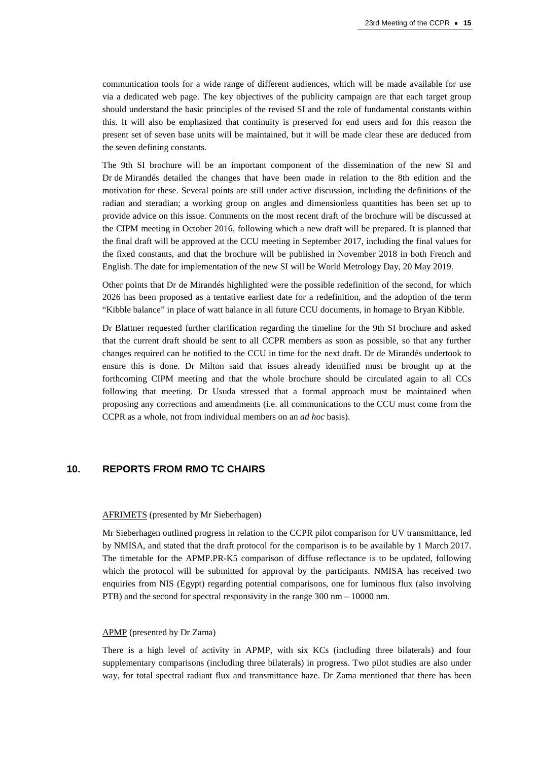communication tools for a wide range of different audiences, which will be made available for use via a dedicated web page. The key objectives of the publicity campaign are that each target group should understand the basic principles of the revised SI and the role of fundamental constants within this. It will also be emphasized that continuity is preserved for end users and for this reason the present set of seven base units will be maintained, but it will be made clear these are deduced from the seven defining constants.

The 9th SI brochure will be an important component of the dissemination of the new SI and Dr de Mirandés detailed the changes that have been made in relation to the 8th edition and the motivation for these. Several points are still under active discussion, including the definitions of the radian and steradian; a working group on angles and dimensionless quantities has been set up to provide advice on this issue. Comments on the most recent draft of the brochure will be discussed at the CIPM meeting in October 2016, following which a new draft will be prepared. It is planned that the final draft will be approved at the CCU meeting in September 2017, including the final values for the fixed constants, and that the brochure will be published in November 2018 in both French and English. The date for implementation of the new SI will be World Metrology Day, 20 May 2019.

Other points that Dr de Mirandés highlighted were the possible redefinition of the second, for which 2026 has been proposed as a tentative earliest date for a redefinition, and the adoption of the term "Kibble balance" in place of watt balance in all future CCU documents, in homage to Bryan Kibble.

Dr Blattner requested further clarification regarding the timeline for the 9th SI brochure and asked that the current draft should be sent to all CCPR members as soon as possible, so that any further changes required can be notified to the CCU in time for the next draft. Dr de Mirandés undertook to ensure this is done. Dr Milton said that issues already identified must be brought up at the forthcoming CIPM meeting and that the whole brochure should be circulated again to all CCs following that meeting. Dr Usuda stressed that a formal approach must be maintained when proposing any corrections and amendments (i.e. all communications to the CCU must come from the CCPR as a whole, not from individual members on an *ad hoc* basis).

## 10. REPORTS FROM RMO TC CHAIRS

AFRIMETS (presented by Mr Sieberhagen)

Mr Sieberhagen outlined progress in relation to the CCPR pilot comparison for UV transmittance, led by NMISA, and stated that the draft protocol for the comparison is to be available by 1 March 2017. The timetable for the APMP.PR-K5 comparison of diffuse reflectance is to be updated, following which the protocol will be submitted for approval by the participants. NMISA has received two enquiries from NIS (Egypt) regarding potential comparisons, one for luminous flux (also involving PTB) and the second for spectral responsivity in the range 300 nm – 10000 nm.

APMP (presented by Dr Zama)

There is a high level of activity in APMP, with six KCs (including three bilaterals) and four supplementary comparisons (including three bilaterals) in progress. Two pilot studies are also under way, for total spectral radiant flux and transmittance haze. Dr Zama mentioned that there has been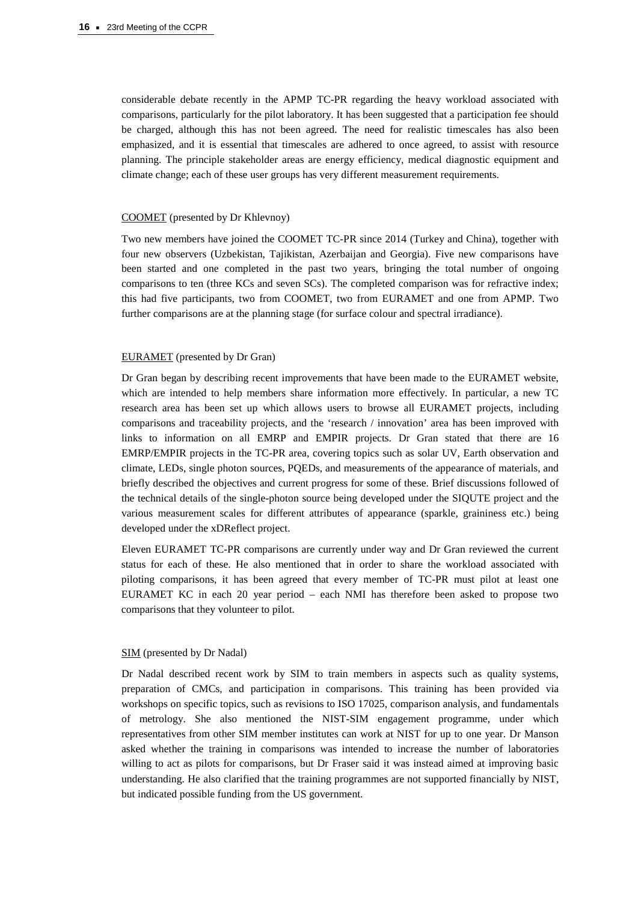considerable debate recently in the APMP TC-PR regarding the heavy workload associated with comparisons, particularly for the pilot laboratory. It has been suggested that a participation fee should be charged, although this has not been agreed. The need for realistic timescales has also been emphasized, and it is essential that timescales are adhered to once agreed, to assist with resource planning. The principle stakeholder areas are energy efficiency, medical diagnostic equipment and climate change; each of these user groups has very different measurement requirements.

<u>COOMET</u> (presented by Dr Khlevnoy)

Two new members have joined the COOMET TC-PR since 2014 (Turkey and China), together with four new observers (Uzbekistan, Tajikistan, Azerbaijan and Georgia). Five new comparisons have been started and one completed in the past two years, bringing the total number of ongoing comparisons to ten (three KCs and seven SCs). The completed comparison was for refractive index; this had five participants, two from COOMET, two from EURAMET and one from APMP. Two further comparisons are at the planning stage (for surface colour and spectral irradiance).

<u>EURAMET</u> (presented by Dr Gran)

Dr Gran began by describing recent improvements that have been made to the EURAMET website, which are intended to help members share information more effectively. In particular, a new TC research area has been set up which allows users to browse all EURAMET projects, including comparisons and traceability projects, and the 'research / innovation' area has been improved with links to information on all EMRP and EMPIR projects. Dr Gran stated that there are 16 EMRP/EMPIR projects in the TC-PR area, covering topics such as solar UV, Earth observation and climate, LEDs, single photon sources, PQEDs, and measurements of the appearance of materials, and briefly described the objectives and current progress for some of these. Brief discussions followed of the technical details of the single-photon source being developed under the SIQUTE project and the various measurement scales for different attributes of appearance (sparkle, graininess etc.) being developed under the xDReflect project.

Eleven EURAMET TC-PR comparisons are currently under way and Dr Gran reviewed the current status for each of these. He also mentioned that in order to share the workload associated with piloting comparisons, it has been agreed that every member of TC-PR must pilot at least one EURAMET KC in each 20 year period – each NMI has therefore been asked to propose two comparisons that they volunteer to pilot.

<u>SIM</u> (presented by Dr Nadal)

Dr Nadal described recent work by SIM to train members in aspects such as quality systems, preparation of CMCs, and participation in comparisons. This training has been provided via workshops on specific topics, such as revisions to ISO 17025, comparison analysis, and fundamentals of metrology. She also mentioned the NIST-SIM engagement programme, under which representatives from other SIM member institutes can work at NIST for up to one year. Dr Manson asked whether the training in comparisons was intended to increase the number of laboratories willing to act as pilots for comparisons, but Dr Fraser said it was instead aimed at improving basic understanding. He also clarified that the training programmes are not supported financially by NIST, but indicated possible funding from the US government.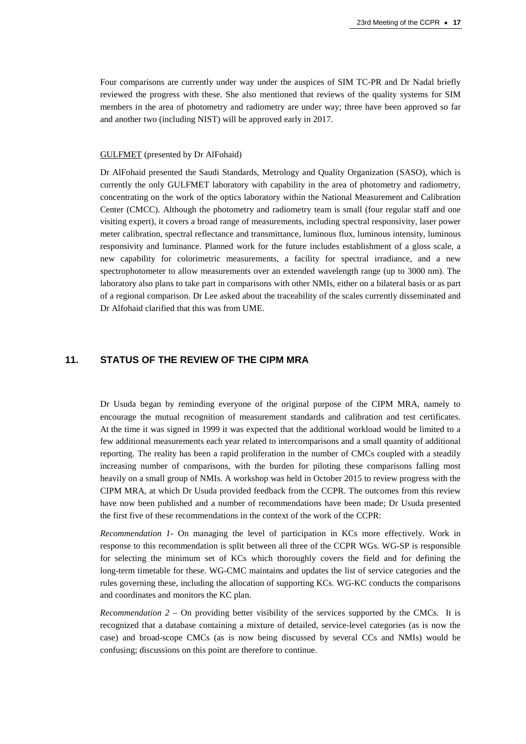Four comparisons are currently under way under the auspices of SIM TC-PR and Dr Nadal briefly reviewed the progress with these. She also mentioned that reviews of the quality systems for SIM members in the area of photometry and radiometry are under way; three have been approved so far and another two (including NIST) will be approved early in 2017.

GULFMET (presented by Dr AlFohaid)

Dr AlFohaid presented the Saudi Standards, Metrology and Quality Organization (SASO), which is currently the only GULFMET laboratory with capability in the area of photometry and radiometry, concentrating on the work of the optics laboratory within the National Measurement and Calibration Center (CMCC). Although the photometry and radiometry team is small (four regular staff and one visiting expert), it covers a broad range of measurements, including spectral responsivity, laser power meter calibration, spectral reflectance and transmittance, luminous flux, luminous intensity, luminous responsivity and luminance. Planned work for the future includes establishment of a gloss scale, a new capability for colorimetric measurements, a facility for spectral irradiance, and a new spectrophotometer to allow measurements over an extended wavelength range (up to 3000 nm). The laboratory also plans to take part in comparisons with other NMIs, either on a bilateral basis or as part of a regional comparison. Dr Lee asked about the traceability of the scales currently disseminated and Dr Alfohaid clarified that this was from UME.

## 11. STATUS OF THE REVIEW OF THE CIPM MRA

Dr Usuda began by reminding everyone of the original purpose of the CIPM MRA, namely to encourage the mutual recognition of measurement standards and calibration and test certificates. At the time it was signed in 1999 it was expected that the additional workload would be limited to a few additional measurements each year related to intercomparisons and a small quantity of additional reporting. The reality has been a rapid proliferation in the number of CMCs coupled with a steadily increasing number of comparisons, with the burden for piloting these comparisons falling most heavily on a small group of NMIs. A workshop was held in October 2015 to review progress with the CIPM MRA, at which Dr Usuda provided feedback from the CCPR. The outcomes from this review have now been published and a number of recommendations have been made; Dr Usuda presented the first five of these recommendations in the context of the work of the CCPR:

*Recommendation 1-* On managing the level of participation in KCs more effectively. Work in response to this recommendation is split between all three of the CCPR WGs. WG-SP is responsible for selecting the minimum set of KCs which thoroughly covers the field and for defining the long-term timetable for these. WG-CMC maintains and updates the list of service categories and the rules governing these, including the allocation of supporting KCs. WG-KC conducts the comparisons and coordinates and monitors the KC plan.

*Recommendation 2* – On providing better visibility of the services supported by the CMCs. It is recognized that a database containing a mixture of detailed, service-level categories (as is now the case) and broad-scope CMCs (as is now being discussed by several CCs and NMIs) would be confusing; discussions on this point are therefore to continue.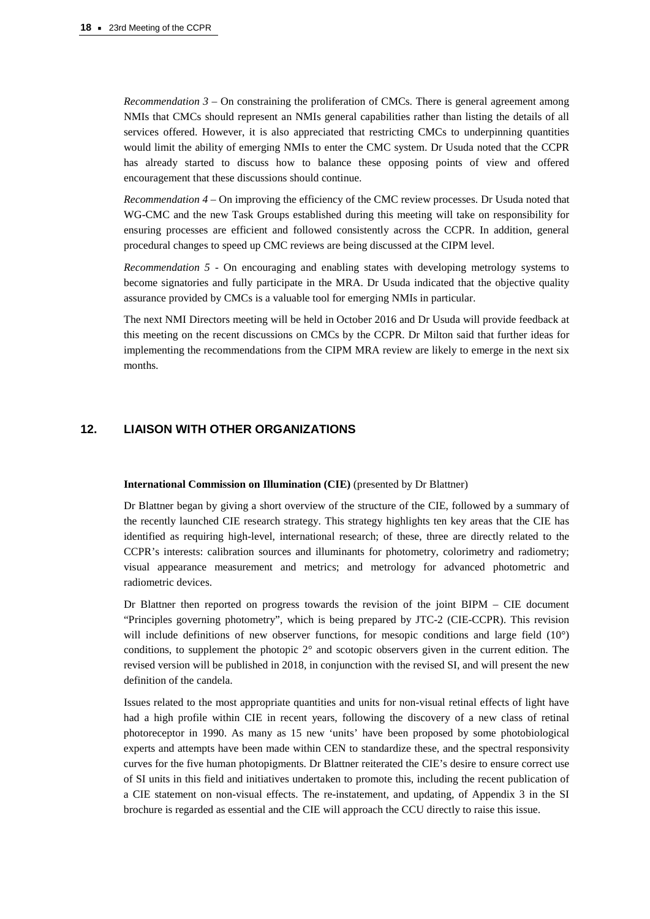*Recommendation 3* – On constraining the proliferation of CMCs. There is general agreement among NMIs that CMCs should represent an NMIs general capabilities rather than listing the details of all services offered. However, it is also appreciated that restricting CMCs to underpinning quantities would limit the ability of emerging NMIs to enter the CMC system. Dr Usuda noted that the CCPR has already started to discuss how to balance these opposing points of view and offered encouragement that these discussions should continue.

*Recommendation 4* – On improving the efficiency of the CMC review processes. Dr Usuda noted that WG-CMC and the new Task Groups established during this meeting will take on responsibility for ensuring processes are efficient and followed consistently across the CCPR. In addition, general procedural changes to speed up CMC reviews are being discussed at the CIPM level.

*Recommendation 5* - On encouraging and enabling states with developing metrology systems to become signatories and fully participate in the MRA. Dr Usuda indicated that the objective quality assurance provided by CMCs is a valuable tool for emerging NMIs in particular.

The next NMI Directors meeting will be held in October 2016 and Dr Usuda will provide feedback at this meeting on the recent discussions on CMCs by the CCPR. Dr Milton said that further ideas for implementing the recommendations from the CIPM MRA review are likely to emerge in the next six months.

## 12. LIAISON WITH OTHER ORGANIZATIONS

**International Commission on Illumination (CIE)** (presented by Dr Blattner)

Dr Blattner began by giving a short overview of the structure of the CIE, followed by a summary of the recently launched CIE research strategy. This strategy highlights ten key areas that the CIE has identified as requiring high-level, international research; of these, three are directly related to the CCPR's interests: calibration sources and illuminants for photometry, colorimetry and radiometry; visual appearance measurement and metrics; and metrology for advanced photometric and radiometric devices.

Dr Blattner then reported on progress towards the revision of the joint BIPM – CIE document "Principles governing photometry", which is being prepared by JTC-2 (CIE-CCPR). This revision will include definitions of new observer functions, for mesopic conditions and large field (10°) conditions, to supplement the photopic 2° and scotopic observers given in the current edition. The revised version will be published in 2018, in conjunction with the revised SI, and will present the new definition of the candela.

Issues related to the most appropriate quantities and units for non-visual retinal effects of light have had a high profile within CIE in recent years, following the discovery of a new class of retinal photoreceptor in 1990. As many as 15 new 'units' have been proposed by some photobiological experts and attempts have been made within CEN to standardize these, and the spectral responsivity curves for the five human photopigments. Dr Blattner reiterated the CIE's desire to ensure correct use of SI units in this field and initiatives undertaken to promote this, including the recent publication of a CIE statement on non-visual effects. The re-instatement, and updating, of Appendix 3 in the SI brochure is regarded as essential and the CIE will approach the CCU directly to raise this issue.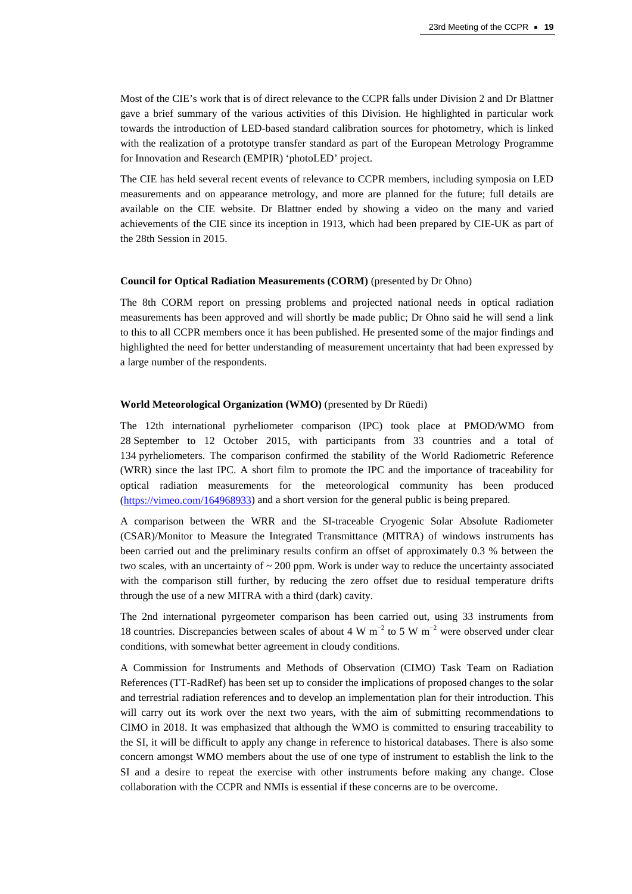Most of the CIE's work that is of direct relevance to the CCPR falls under Division 2 and Dr Blattner gave a brief summary of the various activities of this Division. He highlighted in particular work towards the introduction of LED-based standard calibration sources for photometry, which is linked with the realization of a prototype transfer standard as part of the European Metrology Programme for Innovation and Research (EMPIR) 'photoLED' project.

The CIE has held several recent events of relevance to CCPR members, including symposia on LED measurements and on appearance metrology, and more are planned for the future; full details are available on the CIE website. Dr Blattner ended by showing a video on the many and varied achievements of the CIE since its inception in 1913, which had been prepared by CIE-UK as part of the 28th Session in 2015.

**Council for Optical Radiation Measurements (CORM)** (presented by Dr Ohno)

The 8th CORM report on pressing problems and projected national needs in optical radiation measurements has been approved and will shortly be made public; Dr Ohno said he will send a link to this to all CCPR members once it has been published. He presented some of the major findings and highlighted the need for better understanding of measurement uncertainty that had been expressed by a large number of the respondents.

**World Meteorological Organization (WMO)** (presented by Dr Rüedi)

The 12th international pyrheliometer comparison (IPC) took place at PMOD/WMO from 28 September to 12 October 2015, with participants from 33 countries and a total of 134 pyrheliometers. The comparison confirmed the stability of the World Radiometric Reference (WRR) since the last IPC. A short film to promote the IPC and the importance of traceability for optical radiation measurements for the meteorological community has been produced (https://vimeo.com/164968933) and a short version for the general public is being prepared.

A comparison between the WRR and the SI-traceable Cryogenic Solar Absolute Radiometer (CSAR)/Monitor to Measure the Integrated Transmittance (MITRA) of windows instruments has been carried out and the preliminary results confirm an offset of approximately 0.3 % between the two scales, with an uncertainty of ~ 200 ppm. Work is under way to reduce the uncertainty associated with the comparison still further, by reducing the zero offset due to residual temperature drifts through the use of a new MITRA with a third (dark) cavity.

The 2nd international pyrgeometer comparison has been carried out, using 33 instruments from 18 countries. Discrepancies between scales of about 4 W $m^{-2}$ to 5 W $m^{-2}$ were observed under clear conditions, with somewhat better agreement in cloudy conditions.

A Commission for Instruments and Methods of Observation (CIMO) Task Team on Radiation References (TT-RadRef) has been set up to consider the implications of proposed changes to the solar and terrestrial radiation references and to develop an implementation plan for their introduction. This will carry out its work over the next two years, with the aim of submitting recommendations to CIMO in 2018. It was emphasized that although the WMO is committed to ensuring traceability to the SI, it will be difficult to apply any change in reference to historical databases. There is also some concern amongst WMO members about the use of one type of instrument to establish the link to the SI and a desire to repeat the exercise with other instruments before making any change. Close collaboration with the CCPR and NMIs is essential if these concerns are to be overcome.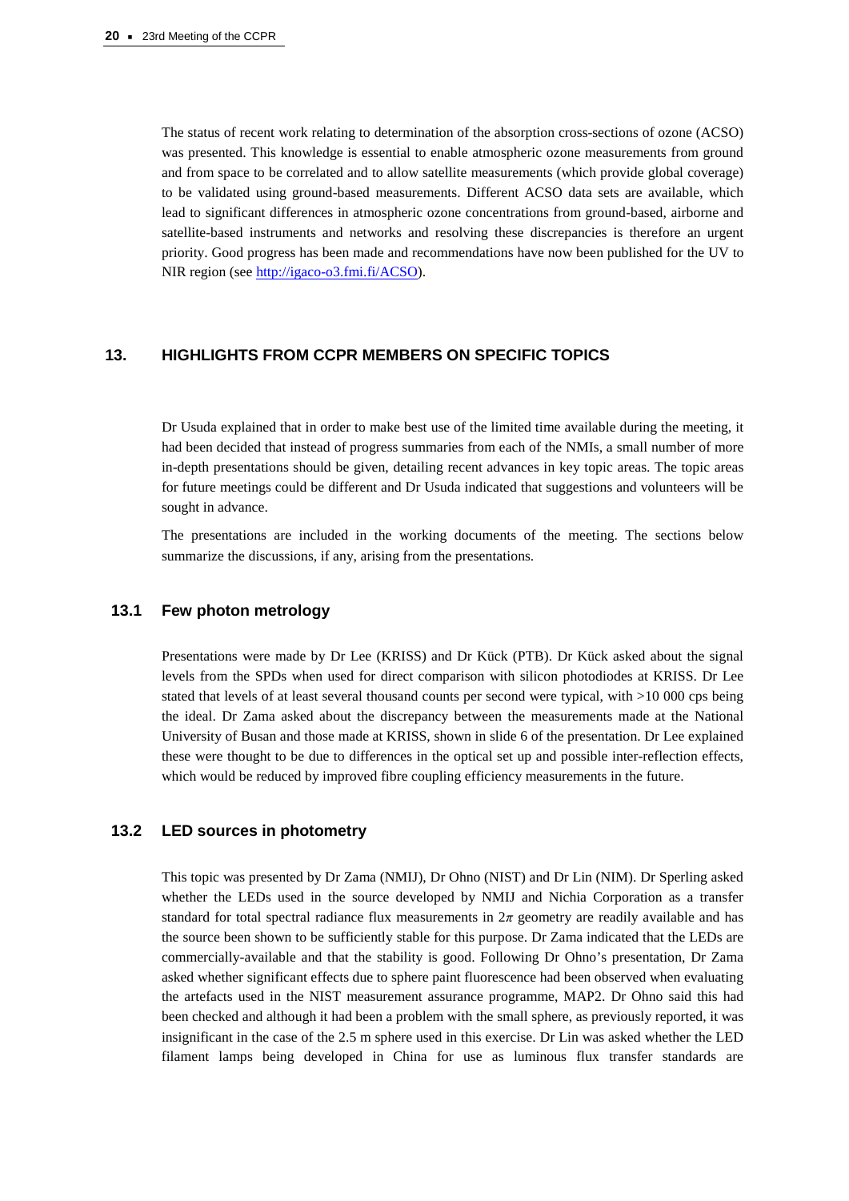The status of recent work relating to determination of the absorption cross-sections of ozone (ACSO) was presented. This knowledge is essential to enable atmospheric ozone measurements from ground and from space to be correlated and to allow satellite measurements (which provide global coverage) to be validated using ground-based measurements. Different ACSO data sets are available, which lead to significant differences in atmospheric ozone concentrations from ground-based, airborne and satellite-based instruments and networks and resolving these discrepancies is therefore an urgent priority. Good progress has been made and recommendations have now been published for the UV to NIR region (see http://igaco-o3.fmi.fi/ACSO).

## 13. HIGHLIGHTS FROM CCPR MEMBERS ON SPECIFIC TOPICS

Dr Usuda explained that in order to make best use of the limited time available during the meeting, it had been decided that instead of progress summaries from each of the NMIs, a small number of more in-depth presentations should be given, detailing recent advances in key topic areas. The topic areas for future meetings could be different and Dr Usuda indicated that suggestions and volunteers will be sought in advance.

The presentations are included in the working documents of the meeting. The sections below summarize the discussions, if any, arising from the presentations.

### 13.1 Few photon metrology

Presentations were made by Dr Lee (KRISS) and Dr Kück (PTB). Dr Kück asked about the signal levels from the SPDs when used for direct comparison with silicon photodiodes at KRISS. Dr Lee stated that levels of at least several thousand counts per second were typical, with >10 000 cps being the ideal. Dr Zama asked about the discrepancy between the measurements made at the National University of Busan and those made at KRISS, shown in slide 6 of the presentation. Dr Lee explained these were thought to be due to differences in the optical set up and possible inter-reflection effects, which would be reduced by improved fibre coupling efficiency measurements in the future.

### 13.2 LED sources in photometry

This topic was presented by Dr Zama (NMIJ), Dr Ohno (NIST) and Dr Lin (NIM). Dr Sperling asked whether the LEDs used in the source developed by NMIJ and Nichia Corporation as a transfer standard for total spectral radiance flux measurements in $2\pi$ geometry are readily available and has the source been shown to be sufficiently stable for this purpose. Dr Zama indicated that the LEDs are commercially-available and that the stability is good. Following Dr Ohno's presentation, Dr Zama asked whether significant effects due to sphere paint fluorescence had been observed when evaluating the artefacts used in the NIST measurement assurance programme, MAP2. Dr Ohno said this had been checked and although it had been a problem with the small sphere, as previously reported, it was insignificant in the case of the 2.5 m sphere used in this exercise. Dr Lin was asked whether the LED filament lamps being developed in China for use as luminous flux transfer standards are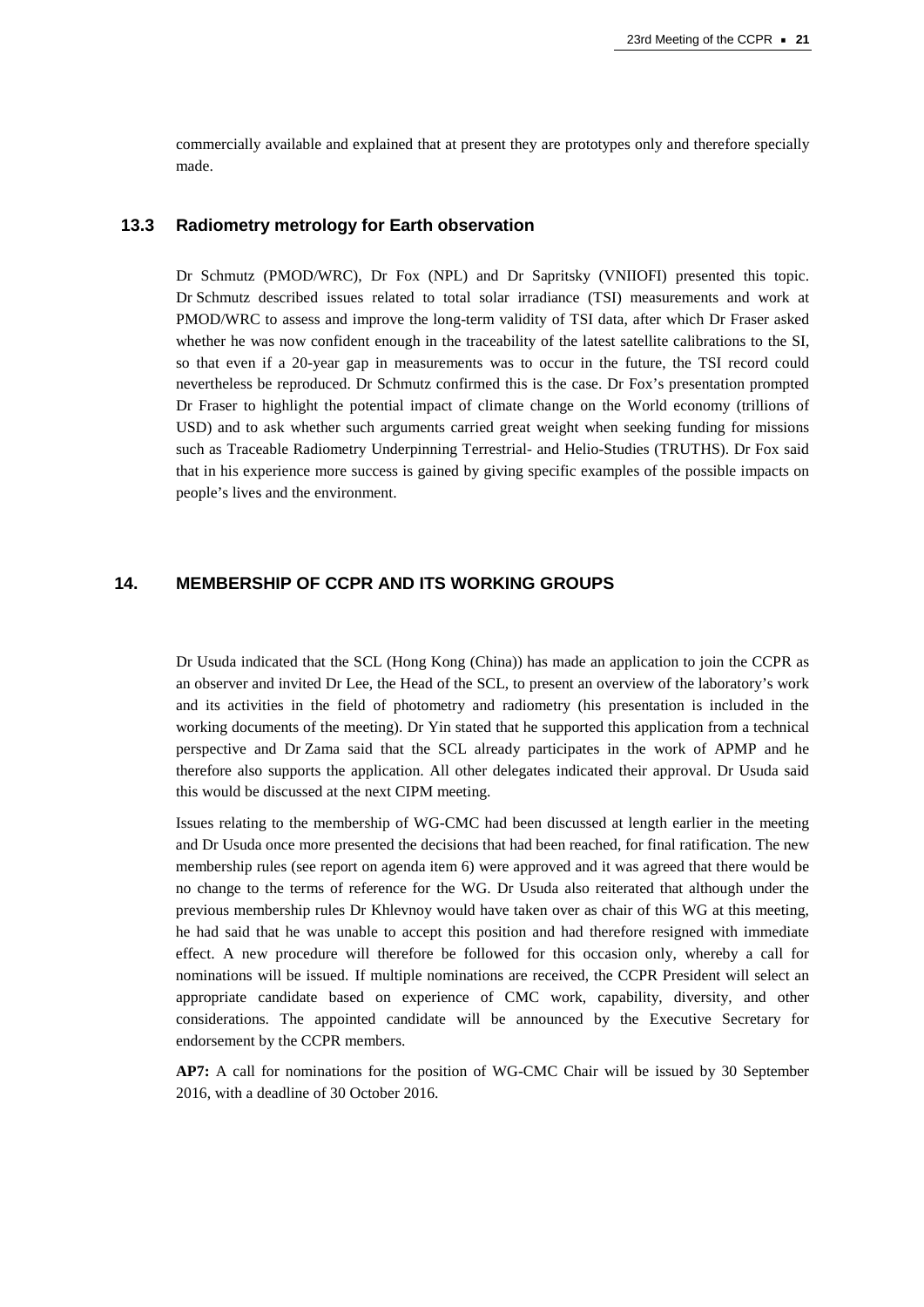commercially available and explained that at present they are prototypes only and therefore specially made.

### 13.3 Radiometry metrology for Earth observation

Dr Schmutz (PMOD/WRC), Dr Fox (NPL) and Dr Sapritsky (VNIIOFI) presented this topic. Dr Schmutz described issues related to total solar irradiance (TSI) measurements and work at PMOD/WRC to assess and improve the long-term validity of TSI data, after which Dr Fraser asked whether he was now confident enough in the traceability of the latest satellite calibrations to the SI, so that even if a 20-year gap in measurements was to occur in the future, the TSI record could nevertheless be reproduced. Dr Schmutz confirmed this is the case. Dr Fox's presentation prompted Dr Fraser to highlight the potential impact of climate change on the World economy (trillions of USD) and to ask whether such arguments carried great weight when seeking funding for missions such as Traceable Radiometry Underpinning Terrestrial- and Helio-Studies (TRUTHS). Dr Fox said that in his experience more success is gained by giving specific examples of the possible impacts on people's lives and the environment.

## 14. MEMBERSHIP OF CCPR AND ITS WORKING GROUPS

Dr Usuda indicated that the SCL (Hong Kong (China)) has made an application to join the CCPR as an observer and invited Dr Lee, the Head of the SCL, to present an overview of the laboratory's work and its activities in the field of photometry and radiometry (his presentation is included in the working documents of the meeting). Dr Yin stated that he supported this application from a technical perspective and Dr Zama said that the SCL already participates in the work of APMP and he therefore also supports the application. All other delegates indicated their approval. Dr Usuda said this would be discussed at the next CIPM meeting.

Issues relating to the membership of WG-CMC had been discussed at length earlier in the meeting and Dr Usuda once more presented the decisions that had been reached, for final ratification. The new membership rules (see report on agenda item 6) were approved and it was agreed that there would be no change to the terms of reference for the WG. Dr Usuda also reiterated that although under the previous membership rules Dr Khlevnoy would have taken over as chair of this WG at this meeting, he had said that he was unable to accept this position and had therefore resigned with immediate effect. A new procedure will therefore be followed for this occasion only, whereby a call for nominations will be issued. If multiple nominations are received, the CCPR President will select an appropriate candidate based on experience of CMC work, capability, diversity, and other considerations. The appointed candidate will be announced by the Executive Secretary for endorsement by the CCPR members.

**AP7:** A call for nominations for the position of WG-CMC Chair will be issued by 30 September 2016, with a deadline of 30 October 2016.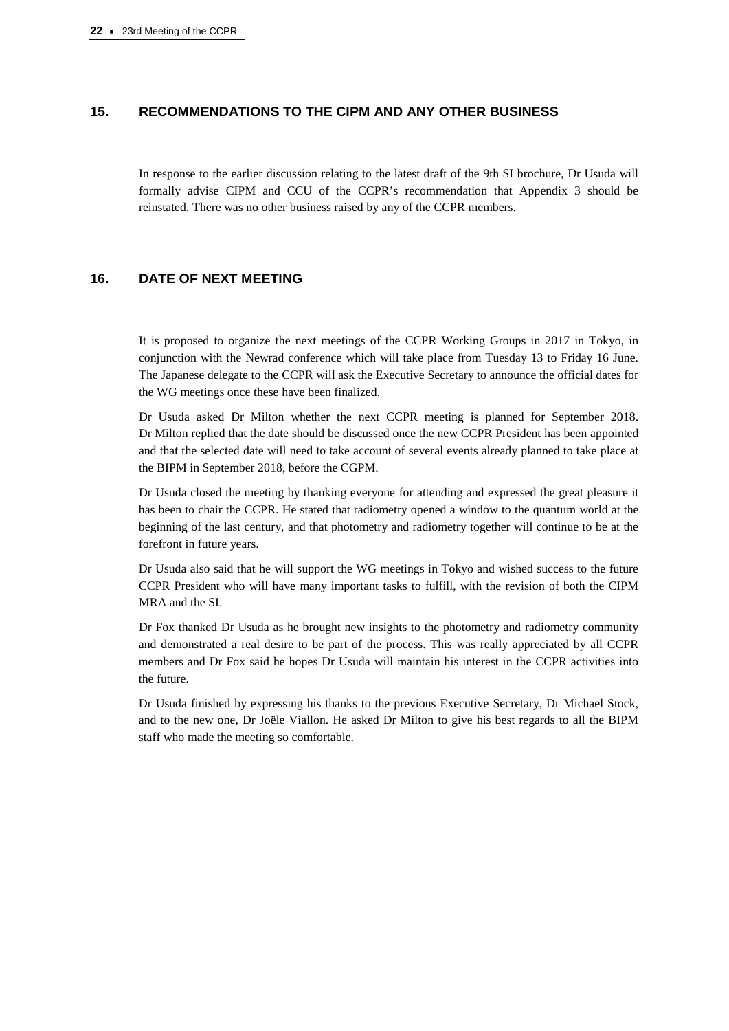## 15. RECOMMENDATIONS TO THE CIPM AND ANY OTHER BUSINESS

In response to the earlier discussion relating to the latest draft of the 9th SI brochure, Dr Usuda will formally advise CIPM and CCU of the CCPR's recommendation that Appendix 3 should be reinstated. There was no other business raised by any of the CCPR members.

## 16. DATE OF NEXT MEETING

It is proposed to organize the next meetings of the CCPR Working Groups in 2017 in Tokyo, in conjunction with the Newrad conference which will take place from Tuesday 13 to Friday 16 June. The Japanese delegate to the CCPR will ask the Executive Secretary to announce the official dates for the WG meetings once these have been finalized.

Dr Usuda asked Dr Milton whether the next CCPR meeting is planned for September 2018. Dr Milton replied that the date should be discussed once the new CCPR President has been appointed and that the selected date will need to take account of several events already planned to take place at the BIPM in September 2018, before the CGPM.

Dr Usuda closed the meeting by thanking everyone for attending and expressed the great pleasure it has been to chair the CCPR. He stated that radiometry opened a window to the quantum world at the beginning of the last century, and that photometry and radiometry together will continue to be at the forefront in future years.

Dr Usuda also said that he will support the WG meetings in Tokyo and wished success to the future CCPR President who will have many important tasks to fulfill, with the revision of both the CIPM MRA and the SI.

Dr Fox thanked Dr Usuda as he brought new insights to the photometry and radiometry community and demonstrated a real desire to be part of the process. This was really appreciated by all CCPR members and Dr Fox said he hopes Dr Usuda will maintain his interest in the CCPR activities into the future.

Dr Usuda finished by expressing his thanks to the previous Executive Secretary, Dr Michael Stock, and to the new one, Dr Joële Viallon. He asked Dr Milton to give his best regards to all the BIPM staff who made the meeting so comfortable.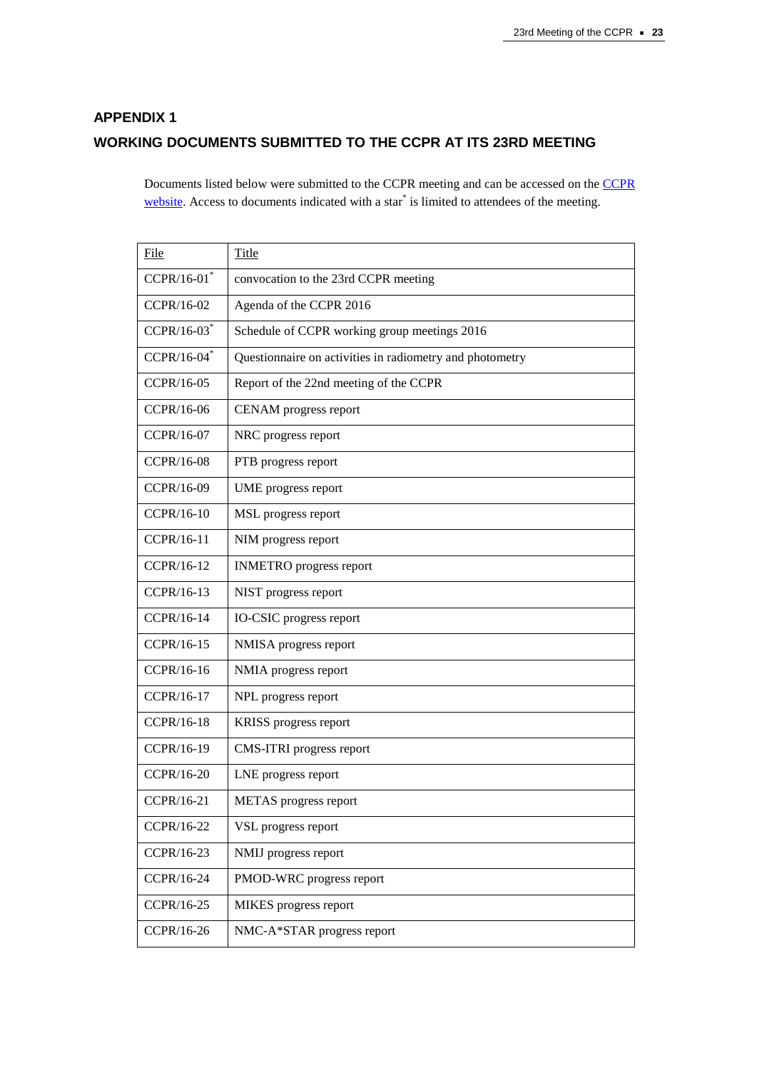## APPENDIX 1

## WORKING DOCUMENTS SUBMITTED TO THE CCPR AT ITS 23RD MEETING

Documents listed below were submitted to the CCPR meeting and can be accessed on the CCPR website. Access to documents indicated with a star* is limited to attendees of the meeting.

| File | Title |
|---|---|
| CCPR/16-01* | convocation to the 23rd CCPR meeting |
| CCPR/16-02 | Agenda of the CCPR 2016 |
| CCPR/16-03* | Schedule of CCPR working group meetings 2016 |
| CCPR/16-04* | Questionnaire on activities in radiometry and photometry |
| CCPR/16-05 | Report of the 22nd meeting of the CCPR |
| CCPR/16-06 | CENAM progress report |
| CCPR/16-07 | NRC progress report |
| CCPR/16-08 | PTB progress report |
| CCPR/16-09 | UME progress report |
| CCPR/16-10 | MSL progress report |
| CCPR/16-11 | NIM progress report |
| CCPR/16-12 | INMETRO progress report |
| CCPR/16-13 | NIST progress report |
| CCPR/16-14 | IO-CSIC progress report |
| CCPR/16-15 | NMISA progress report |
| CCPR/16-16 | NMIA progress report |
| CCPR/16-17 | NPL progress report |
| CCPR/16-18 | KRISS progress report |
| CCPR/16-19 | CMS-ITRI progress report |
| CCPR/16-20 | LNE progress report |
| CCPR/16-21 | METAS progress report |
| CCPR/16-22 | VSL progress report |
| CCPR/16-23 | NMIJ progress report |
| CCPR/16-24 | PMOD-WRC progress report |
| CCPR/16-25 | MIKES progress report |
| CCPR/16-26 | NMC-A*STAR progress report |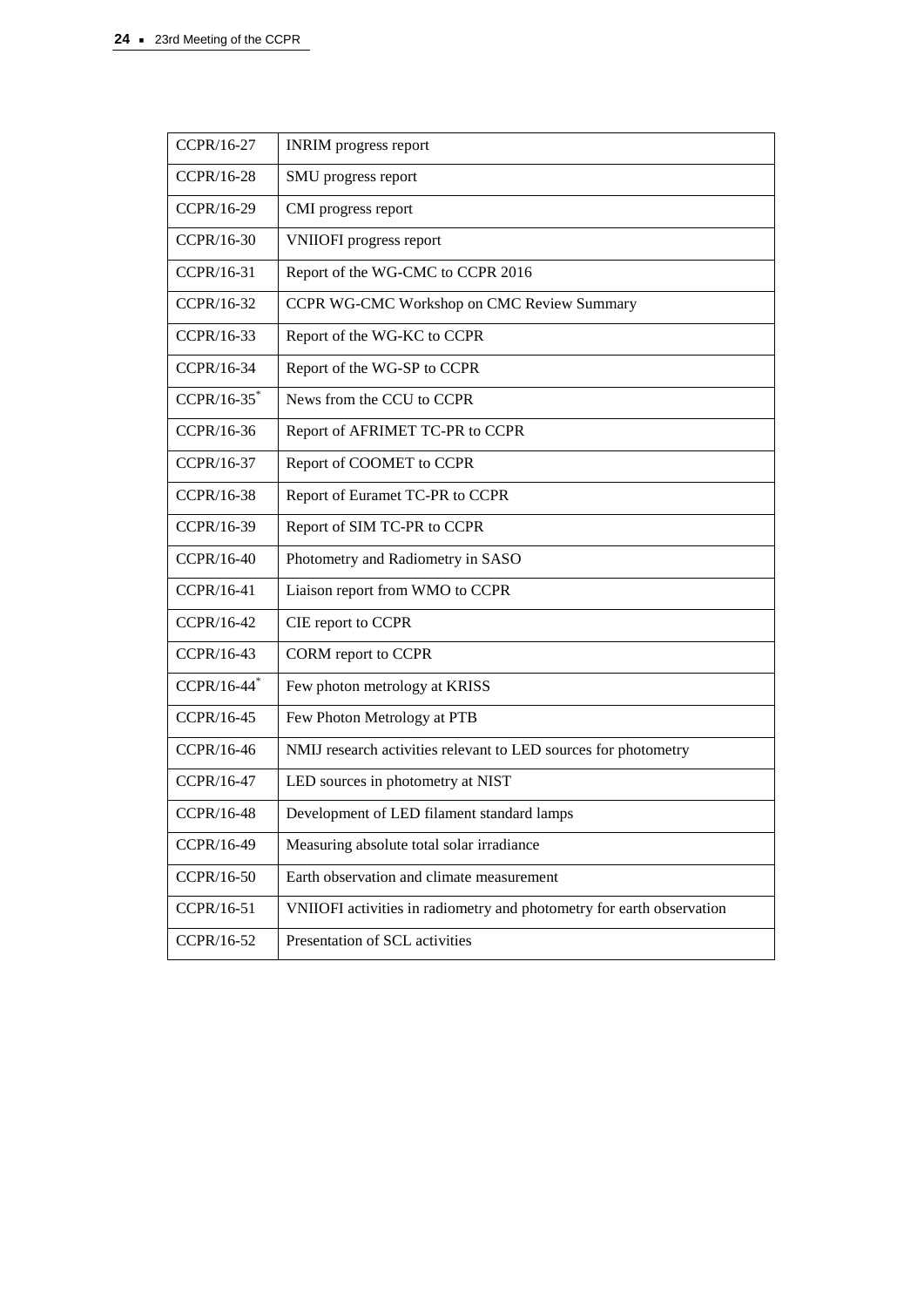| | |
|---|---|
| CCPR/16-27 | INRIM progress report |
| CCPR/16-28 | SMU progress report |
| CCPR/16-29 | CMI progress report |
| CCPR/16-30 | VNIIOFI progress report |
| CCPR/16-31 | Report of the WG-CMC to CCPR 2016 |
| CCPR/16-32 | CCPR WG-CMC Workshop on CMC Review Summary |
| CCPR/16-33 | Report of the WG-KC to CCPR |
| CCPR/16-34 | Report of the WG-SP to CCPR |
| CCPR/16-35* | News from the CCU to CCPR |
| CCPR/16-36 | Report of AFRIMET TC-PR to CCPR |
| CCPR/16-37 | Report of COOMET to CCPR |
| CCPR/16-38 | Report of Euramet TC-PR to CCPR |
| CCPR/16-39 | Report of SIM TC-PR to CCPR |
| CCPR/16-40 | Photometry and Radiometry in SASO |
| CCPR/16-41 | Liaison report from WMO to CCPR |
| CCPR/16-42 | CIE report to CCPR |
| CCPR/16-43 | CORM report to CCPR |
| CCPR/16-44* | Few photon metrology at KRISS |
| CCPR/16-45 | Few Photon Metrology at PTB |
| CCPR/16-46 | NMIJ research activities relevant to LED sources for photometry |
| CCPR/16-47 | LED sources in photometry at NIST |
| CCPR/16-48 | Development of LED filament standard lamps |
| CCPR/16-49 | Measuring absolute total solar irradiance |
| CCPR/16-50 | Earth observation and climate measurement |
| CCPR/16-51 | VNIIOFI activities in radiometry and photometry for earth observation |
| CCPR/16-52 | Presentation of SCL activities |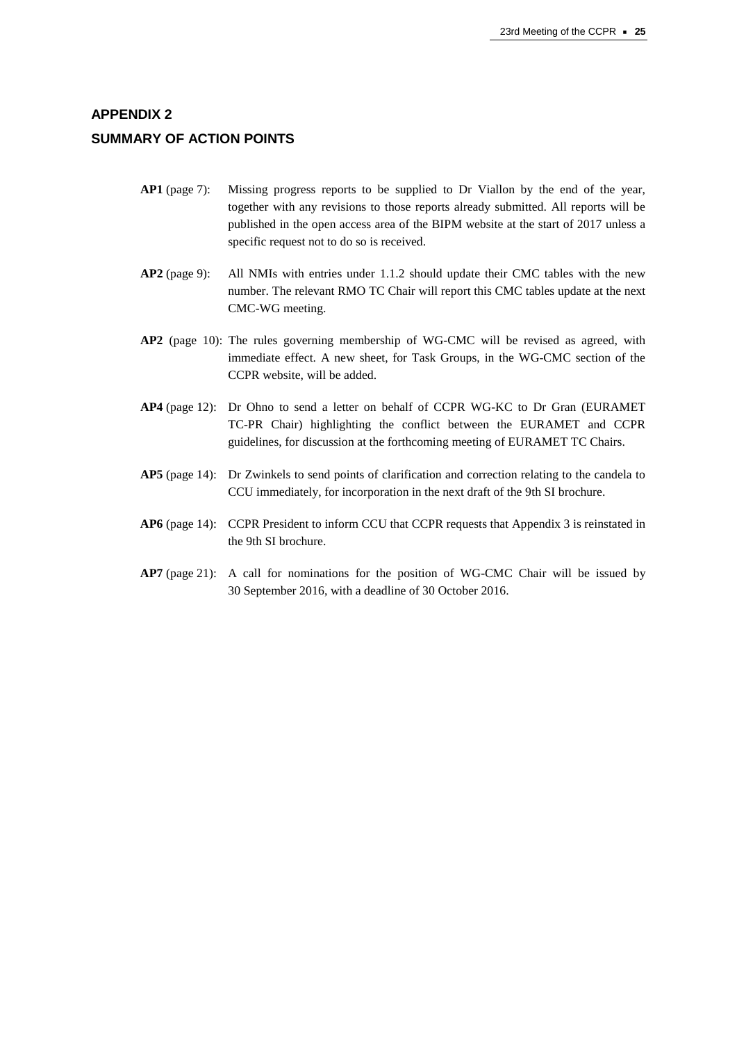## APPENDIX 2

## SUMMARY OF ACTION POINTS

**AP1** (page 7): Missing progress reports to be supplied to Dr Viallon by the end of the year, together with any revisions to those reports already submitted. All reports will be published in the open access area of the BIPM website at the start of 2017 unless a specific request not to do so is received.

**AP2** (page 9): All NMIs with entries under 1.1.2 should update their CMC tables with the new number. The relevant RMO TC Chair will report this CMC tables update at the next CMC-WG meeting.

**AP2** (page 10): The rules governing membership of WG-CMC will be revised as agreed, with immediate effect. A new sheet, for Task Groups, in the WG-CMC section of the CCPR website, will be added.

**AP4** (page 12): Dr Ohno to send a letter on behalf of CCPR WG-KC to Dr Gran (EURAMET TC-PR Chair) highlighting the conflict between the EURAMET and CCPR guidelines, for discussion at the forthcoming meeting of EURAMET TC Chairs.

**AP5** (page 14): Dr Zwinkels to send points of clarification and correction relating to the candela to CCU immediately, for incorporation in the next draft of the 9th SI brochure.

**AP6** (page 14): CCPR President to inform CCU that CCPR requests that Appendix 3 is reinstated in the 9th SI brochure.

**AP7** (page 21): A call for nominations for the position of WG-CMC Chair will be issued by 30 September 2016, with a deadline of 30 October 2016.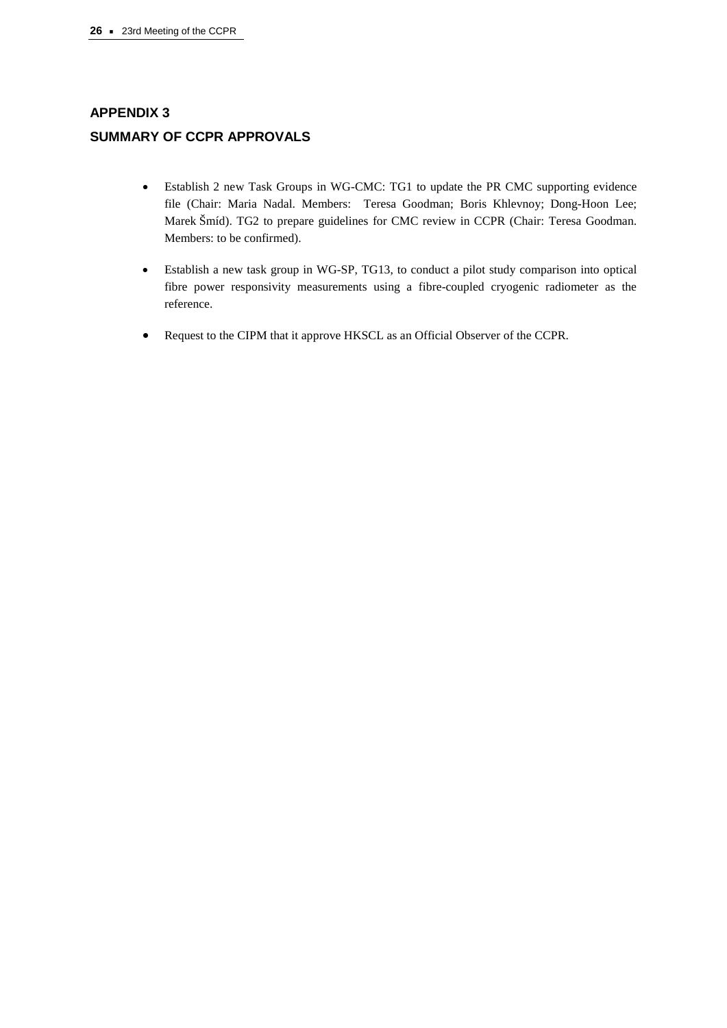# APPENDIX 3

# SUMMARY OF CCPR APPROVALS

- Establish 2 new Task Groups in WG-CMC: TG1 to update the PR CMC supporting evidence file (Chair: Maria Nadal. Members: Teresa Goodman; Boris Khlevnoy; Dong-Hoon Lee; Marek Šmíd). TG2 to prepare guidelines for CMC review in CCPR (Chair: Teresa Goodman. Members: to be confirmed).

- Establish a new task group in WG-SP, TG13, to conduct a pilot study comparison into optical fibre power responsivity measurements using a fibre-coupled cryogenic radiometer as the reference.

- Request to the CIPM that it approve HKSCL as an Official Observer of the CCPR.